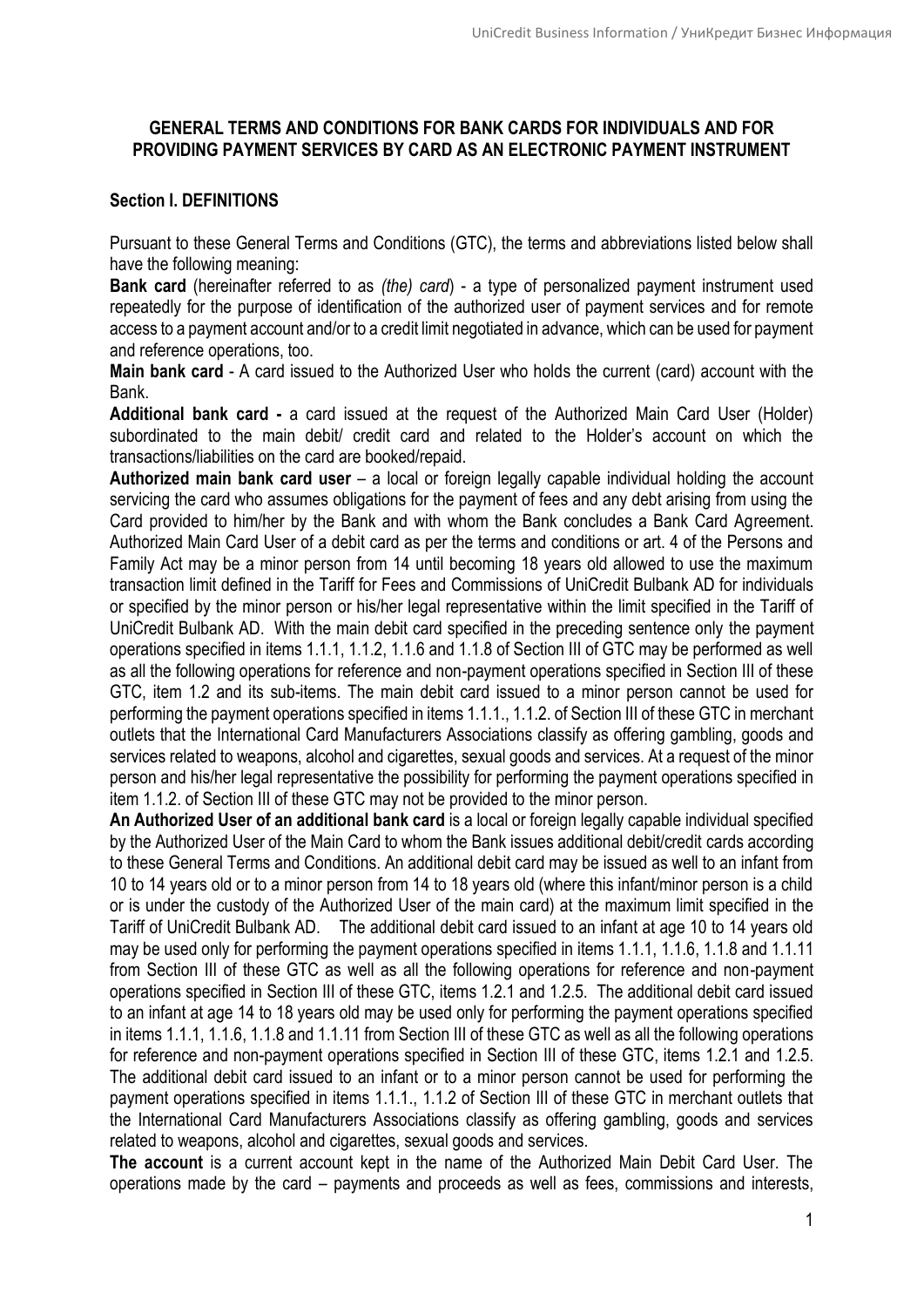## GENERAL TERMS AND CONDITIONS FOR BANK CARDS FOR INDIVIDUALS AND FOR PROVIDING PAYMENT SERVICES BY CARD AS AN ELECTRONIC PAYMENT INSTRUMENT

### Section I. DEFINITIONS

Pursuant to these General Terms and Conditions (GTC), the terms and abbreviations listed below shall have the following meaning:

**Bank card** (hereinafter referred to as *(the) card*) - a type of personalized payment instrument used repeatedly for the purpose of identification of the authorized user of payment services and for remote access to a payment account and/or to a credit limit negotiated in advance, which can be used for payment and reference operations, too.

**Main bank card** - A card issued to the Authorized User who holds the current (card) account with the Bank.

**Additional bank card -** a card issued at the request of the Authorized Main Card User (Holder) subordinated to the main debit/ credit card and related to the Holder's account on which the transactions/liabilities on the card are booked/repaid.

**Authorized main bank card user** – a local or foreign legally capable individual holding the account servicing the card who assumes obligations for the payment of fees and any debt arising from using the Card provided to him/her by the Bank and with whom the Bank concludes a Bank Card Agreement. Authorized Main Card User of a debit card as per the terms and conditions or art. 4 of the Persons and Family Act may be a minor person from 14 until becoming 18 years old allowed to use the maximum transaction limit defined in the Tariff for Fees and Commissions of UniCredit Bulbank AD for individuals or specified by the minor person or his/her legal representative within the limit specified in the Tariff of UniCredit Bulbank AD. With the main debit card specified in the preceding sentence only the payment operations specified in items 1.1.1, 1.1.2, 1.1.6 and 1.1.8 of Section III of GTC may be performed as well as all the following operations for reference and non-payment operations specified in Section III of these GTC, item 1.2 and its sub-items. The main debit card issued to a minor person cannot be used for performing the payment operations specified in items 1.1.1., 1.1.2. of Section III of these GTC in merchant outlets that the International Card Manufacturers Associations classify as offering gambling, goods and services related to weapons, alcohol and cigarettes, sexual goods and services. At a request of the minor person and his/her legal representative the possibility for performing the payment operations specified in item 1.1.2. of Section III of these GTC may not be provided to the minor person.

**An Authorized User of an additional bank card** is a local or foreign legally capable individual specified by the Authorized User of the Main Card to whom the Bank issues additional debit/credit cards according to these General Terms and Conditions. An additional debit card may be issued as well to an infant from 10 to 14 years old or to a minor person from 14 to 18 years old (where this infant/minor person is a child or is under the custody of the Authorized User of the main card) at the maximum limit specified in the Tariff of UniCredit Bulbank AD. The additional debit card issued to an infant at age 10 to 14 years old may be used only for performing the payment operations specified in items 1.1.1, 1.1.6, 1.1.8 and 1.1.11 from Section III of these GTC as well as all the following operations for reference and non-payment operations specified in Section III of these GTC, items 1.2.1 and 1.2.5. The additional debit card issued to an infant at age 14 to 18 years old may be used only for performing the payment operations specified in items 1.1.1, 1.1.6, 1.1.8 and 1.1.11 from Section III of these GTC as well as all the following operations for reference and non-payment operations specified in Section III of these GTC, items 1.2.1 and 1.2.5. The additional debit card issued to an infant or to a minor person cannot be used for performing the payment operations specified in items 1.1.1., 1.1.2 of Section III of these GTC in merchant outlets that the International Card Manufacturers Associations classify as offering gambling, goods and services related to weapons, alcohol and cigarettes, sexual goods and services.

**The account** is a current account kept in the name of the Authorized Main Debit Card User. The operations made by the card – payments and proceeds as well as fees, commissions and interests,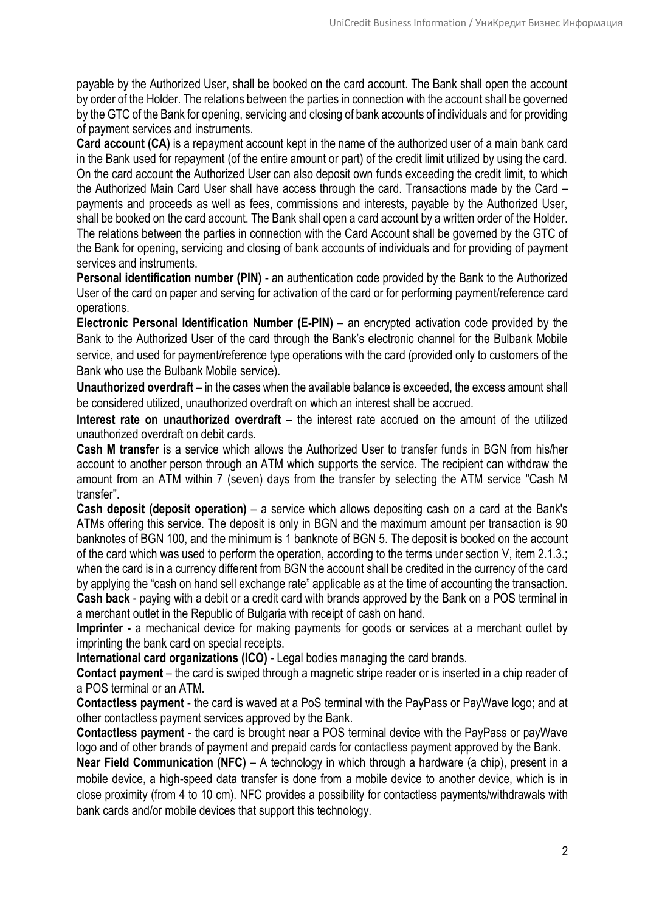payable by the Authorized User, shall be booked on the card account. The Bank shall open the account by order of the Holder. The relations between the parties in connection with the account shall be governed by the GTC of the Bank for opening, servicing and closing of bank accounts of individuals and for providing of payment services and instruments.

**Card account (CA)** is a repayment account kept in the name of the authorized user of a main bank card in the Bank used for repayment (of the entire amount or part) of the credit limit utilized by using the card. On the card account the Authorized User can also deposit own funds exceeding the credit limit, to which the Authorized Main Card User shall have access through the card. Transactions made by the Card – payments and proceeds as well as fees, commissions and interests, payable by the Authorized User, shall be booked on the card account. The Bank shall open a card account by a written order of the Holder. The relations between the parties in connection with the Card Account shall be governed by the GTC of the Bank for opening, servicing and closing of bank accounts of individuals and for providing of payment services and instruments.

**Personal identification number (PIN)** - an authentication code provided by the Bank to the Authorized User of the card on paper and serving for activation of the card or for performing payment/reference card operations.

**Electronic Personal Identification Number (E-PIN)** – an encrypted activation code provided by the Bank to the Authorized User of the card through the Bank's electronic channel for the Bulbank Mobile service, and used for payment/reference type operations with the card (provided only to customers of the Bank who use the Bulbank Mobile service).

**Unauthorized overdraft** – in the cases when the available balance is exceeded, the excess amount shall be considered utilized, unauthorized overdraft on which an interest shall be accrued.

**Interest rate on unauthorized overdraft** – the interest rate accrued on the amount of the utilized unauthorized overdraft on debit cards.

**Cash M transfer** is a service which allows the Authorized User to transfer funds in BGN from his/her account to another person through an ATM which supports the service. The recipient can withdraw the amount from an ATM within 7 (seven) days from the transfer by selecting the ATM service "Cash M transfer".

**Cash deposit (deposit operation)** – a service which allows depositing cash on a card at the Bank's ATMs offering this service. The deposit is only in BGN and the maximum amount per transaction is 90 banknotes of BGN 100, and the minimum is 1 banknote of BGN 5. The deposit is booked on the account of the card which was used to perform the operation, according to the terms under section V, item 2.1.3.; when the card is in a currency different from BGN the account shall be credited in the currency of the card by applying the "cash on hand sell exchange rate" applicable as at the time of accounting the transaction.

**Cash back** - paying with a debit or a credit card with brands approved by the Bank on a POS terminal in a merchant outlet in the Republic of Bulgaria with receipt of cash on hand.

**Imprinter -** a mechanical device for making payments for goods or services at a merchant outlet by imprinting the bank card on special receipts.

**International card organizations (ICO)** - Legal bodies managing the card brands.

**Contact payment** – the card is swiped through a magnetic stripe reader or is inserted in a chip reader of a POS terminal or an ATM.

**Contactless payment** - the card is waved at a PoS terminal with the PayPass or PayWave logo; and at other contactless payment services approved by the Bank.

**Contactless payment** - the card is brought near a POS terminal device with the PayPass or payWave logo and of other brands of payment and prepaid cards for contactless payment approved by the Bank.

**Near Field Communication (NFC)** – A technology in which through a hardware (a chip), present in a mobile device, a high-speed data transfer is done from a mobile device to another device, which is in close proximity (from 4 to 10 cm). NFC provides a possibility for contactless payments/withdrawals with bank cards and/or mobile devices that support this technology.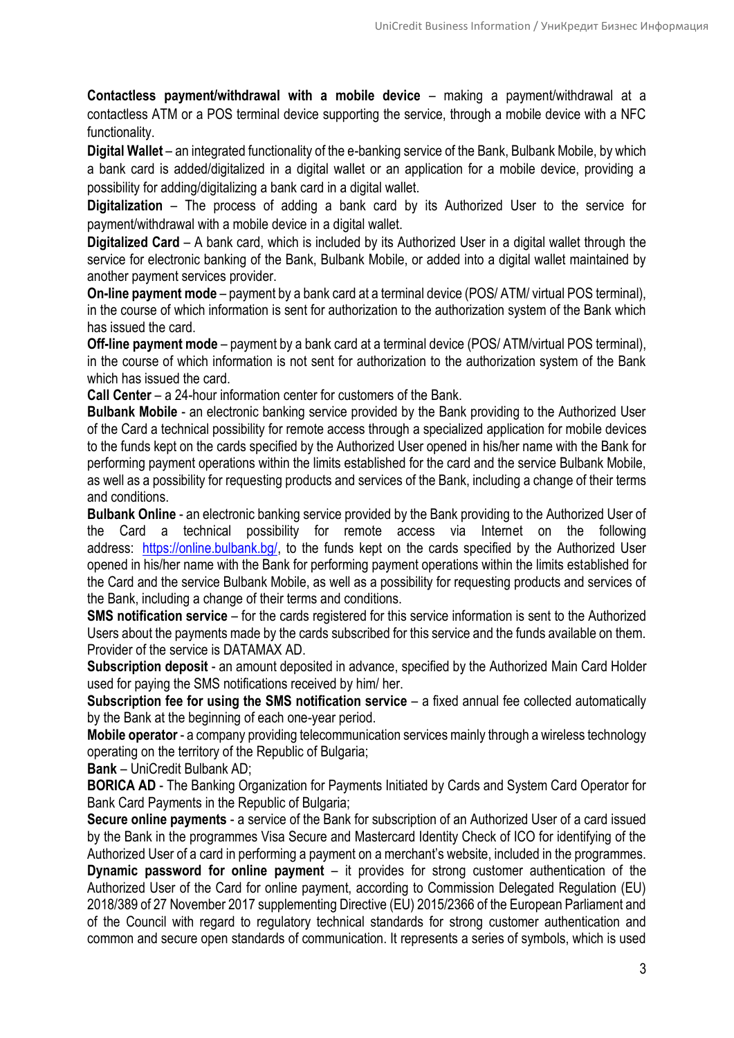**Contactless payment/withdrawal with a mobile device** – making a payment/withdrawal at a contactless ATM or a POS terminal device supporting the service, through a mobile device with a NFC functionality.

**Digital Wallet** – an integrated functionality of the e-banking service of the Bank, Bulbank Mobile, by which a bank card is added/digitalized in a digital wallet or an application for a mobile device, providing a possibility for adding/digitalizing a bank card in a digital wallet.

**Digitalization** – The process of adding a bank card by its Authorized User to the service for payment/withdrawal with a mobile device in a digital wallet.

**Digitalized Card** – A bank card, which is included by its Authorized User in a digital wallet through the service for electronic banking of the Bank, Bulbank Mobile, or added into a digital wallet maintained by another payment services provider.

**On-line payment mode** – payment by a bank card at a terminal device (POS/ ATM/ virtual POS terminal), in the course of which information is sent for authorization to the authorization system of the Bank which has issued the card.

**Off-line payment mode** – payment by a bank card at a terminal device (POS/ ATM/virtual POS terminal), in the course of which information is not sent for authorization to the authorization system of the Bank which has issued the card.

**Call Center** – a 24-hour information center for customers of the Bank.

**Bulbank Mobile** - an electronic banking service provided by the Bank providing to the Authorized User of the Card a technical possibility for remote access through a specialized application for mobile devices to the funds kept on the cards specified by the Authorized User opened in his/her name with the Bank for performing payment operations within the limits established for the card and the service Bulbank Mobile, as well as a possibility for requesting products and services of the Bank, including a change of their terms and conditions.

**Bulbank Online** - an electronic banking service provided by the Bank providing to the Authorized User of the Card a technical possibility for remote access via Internet on the following address: https://online.bulbank.bg/, to the funds kept on the cards specified by the Authorized User opened in his/her name with the Bank for performing payment operations within the limits established for the Card and the service Bulbank Mobile, as well as a possibility for requesting products and services of the Bank, including a change of their terms and conditions.

**SMS notification service** – for the cards registered for this service information is sent to the Authorized Users about the payments made by the cards subscribed for this service and the funds available on them. Provider of the service is DATAMAX AD.

**Subscription deposit** - an amount deposited in advance, specified by the Authorized Main Card Holder used for paying the SMS notifications received by him/ her.

**Subscription fee for using the SMS notification service** – a fixed annual fee collected automatically by the Bank at the beginning of each one-year period.

**Mobile operator** - a company providing telecommunication services mainly through a wireless technology operating on the territory of the Republic of Bulgaria;

**Bank** – UniCredit Bulbank AD;

**BORICA AD** - The Banking Organization for Payments Initiated by Cards and System Card Operator for Bank Card Payments in the Republic of Bulgaria;

**Secure online payments** - a service of the Bank for subscription of an Authorized User of a card issued by the Bank in the programmes Visa Secure and Mastercard Identity Check of ICO for identifying of the Authorized User of a card in performing a payment on a merchant's website, included in the programmes.

**Dynamic password for online payment** – it provides for strong customer authentication of the Authorized User of the Card for online payment, according to Commission Delegated Regulation (EU) 2018/389 of 27 November 2017 supplementing Directive (EU) 2015/2366 of the European Parliament and of the Council with regard to regulatory technical standards for strong customer authentication and common and secure open standards of communication. It represents a series of symbols, which is used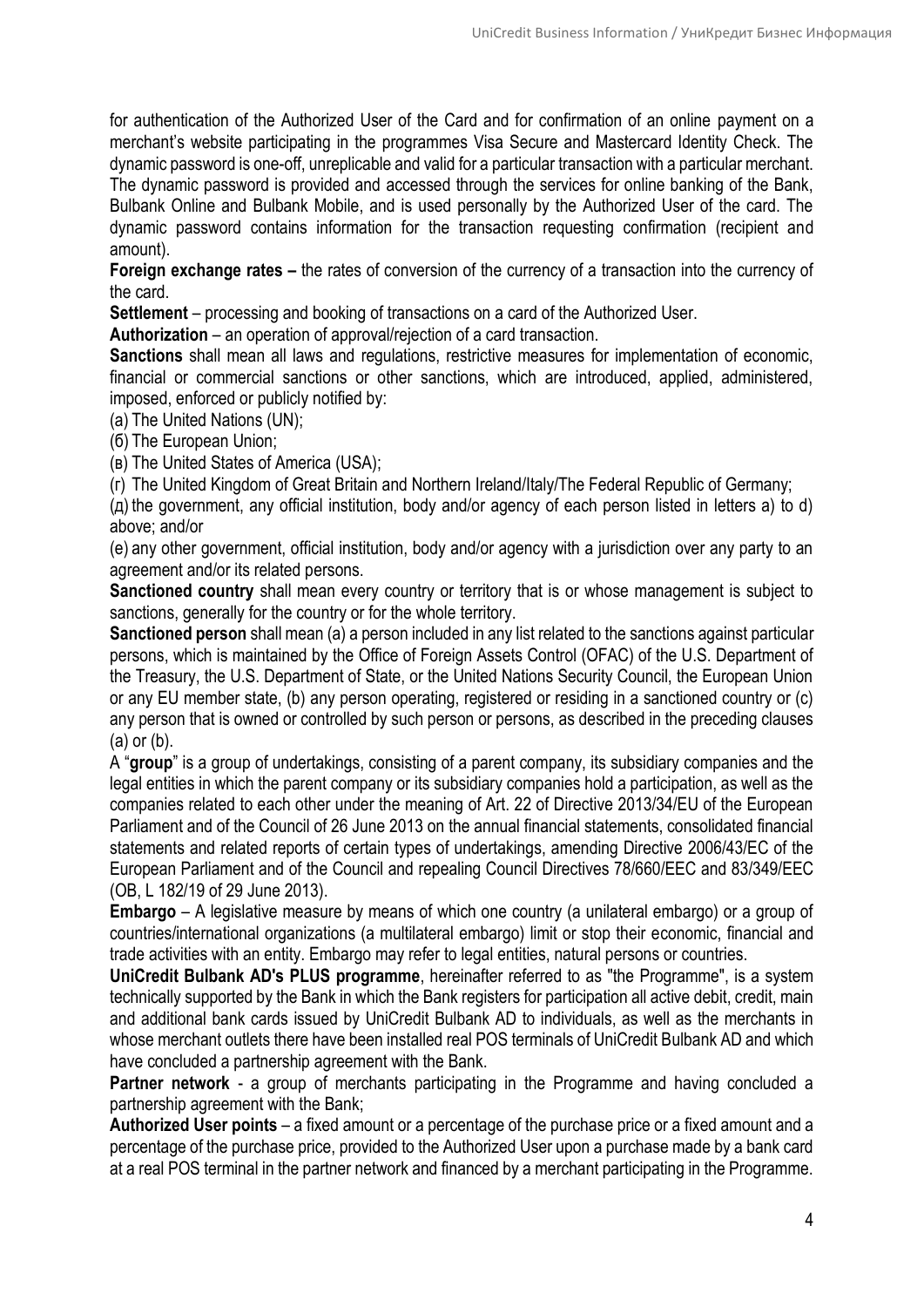for authentication of the Authorized User of the Card and for confirmation of an online payment on a merchant's website participating in the programmes Visa Secure and Mastercard Identity Check. The dynamic password is one-off, unreplicable and valid for a particular transaction with a particular merchant. The dynamic password is provided and accessed through the services for online banking of the Bank, Bulbank Online and Bulbank Mobile, and is used personally by the Authorized User of the card. The dynamic password contains information for the transaction requesting confirmation (recipient and amount).

**Foreign exchange rates –** the rates of conversion of the currency of a transaction into the currency of the card.

**Settlement** – processing and booking of transactions on a card of the Authorized User.

**Authorization** – an operation of approval/rejection of a card transaction.

**Sanctions** shall mean all laws and regulations, restrictive measures for implementation of economic, financial or commercial sanctions or other sanctions, which are introduced, applied, administered, imposed, enforced or publicly notified by:

(а) The United Nations (UN);

(б) The European Union;

(в) The United States of America (USA);

(г) The United Kingdom of Great Britain and Northern Ireland/Italy/The Federal Republic of Germany;

(д) the government, any official institution, body and/or agency of each person listed in letters a) to d) above; and/or

(е) any other government, official institution, body and/or agency with a jurisdiction over any party to an agreement and/or its related persons.

**Sanctioned country** shall mean every country or territory that is or whose management is subject to sanctions, generally for the country or for the whole territory.

**Sanctioned person** shall mean (a) a person included in any list related to the sanctions against particular persons, which is maintained by the Office of Foreign Assets Control (OFAC) of the U.S. Department of the Treasury, the U.S. Department of State, or the United Nations Security Council, the European Union or any EU member state, (b) any person operating, registered or residing in a sanctioned country or (c) any person that is owned or controlled by such person or persons, as described in the preceding clauses (a) or (b).

A "**group**" is a group of undertakings, consisting of a parent company, its subsidiary companies and the legal entities in which the parent company or its subsidiary companies hold a participation, as well as the companies related to each other under the meaning of Art. 22 of Directive 2013/34/EU of the European Parliament and of the Council of 26 June 2013 on the annual financial statements, consolidated financial statements and related reports of certain types of undertakings, amending Directive 2006/43/EC of the European Parliament and of the Council and repealing Council Directives 78/660/EEC and 83/349/EEC (OB, L 182/19 of 29 June 2013).

**Embargo** – A legislative measure by means of which one country (a unilateral embargo) or a group of countries/international organizations (a multilateral embargo) limit or stop their economic, financial and trade activities with an entity. Embargo may refer to legal entities, natural persons or countries.

**UniCredit Bulbank AD's PLUS programme**, hereinafter referred to as "the Programme", is a system technically supported by the Bank in which the Bank registers for participation all active debit, credit, main and additional bank cards issued by UniCredit Bulbank AD to individuals, as well as the merchants in whose merchant outlets there have been installed real POS terminals of UniCredit Bulbank AD and which have concluded a partnership agreement with the Bank.

**Partner network** - a group of merchants participating in the Programme and having concluded a partnership agreement with the Bank;

**Authorized User points** – a fixed amount or a percentage of the purchase price or a fixed amount and a percentage of the purchase price, provided to the Authorized User upon a purchase made by a bank card at a real POS terminal in the partner network and financed by a merchant participating in the Programme.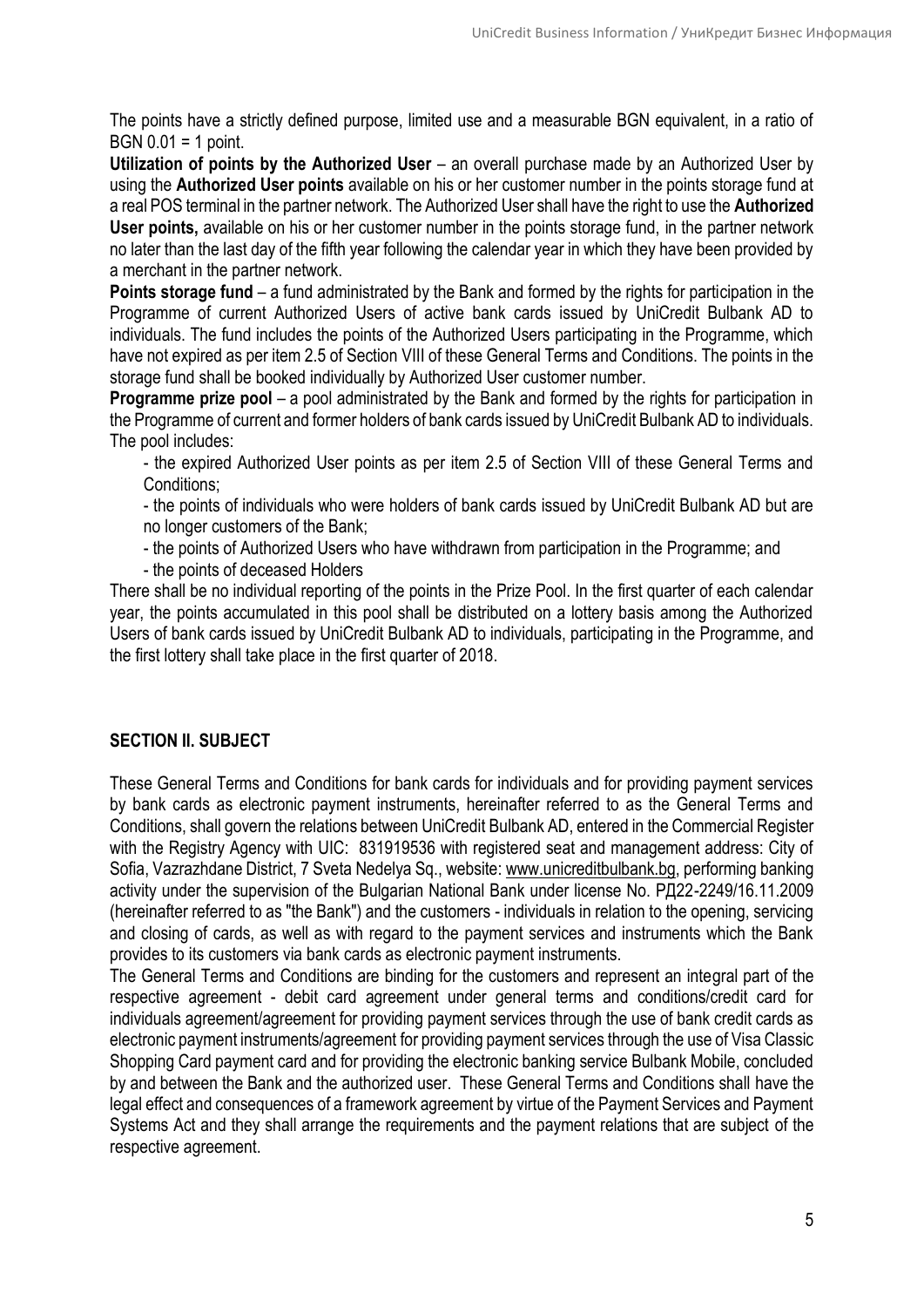The points have a strictly defined purpose, limited use and a measurable BGN equivalent, in a ratio of BGN 0.01 = 1 point.

**Utilization of points by the Authorized User** – an overall purchase made by an Authorized User by using the **Authorized User points** available on his or her customer number in the points storage fund at a real POS terminal in the partner network. The Authorized User shall have the right to use the **Authorized User points,** available on his or her customer number in the points storage fund, in the partner network no later than the last day of the fifth year following the calendar year in which they have been provided by a merchant in the partner network.

**Points storage fund** – a fund administrated by the Bank and formed by the rights for participation in the Programme of current Authorized Users of active bank cards issued by UniCredit Bulbank AD to individuals. The fund includes the points of the Authorized Users participating in the Programme, which have not expired as per item 2.5 of Section VIII of these General Terms and Conditions. The points in the storage fund shall be booked individually by Authorized User customer number.

**Programme prize pool** – a pool administrated by the Bank and formed by the rights for participation in the Programme of current and former holders of bank cards issued by UniCredit Bulbank AD to individuals. The pool includes:

- the expired Authorized User points as per item 2.5 of Section VIII of these General Terms and Conditions;
- the points of individuals who were holders of bank cards issued by UniCredit Bulbank AD but are no longer customers of the Bank;
- the points of Authorized Users who have withdrawn from participation in the Programme; and
- the points of deceased Holders

There shall be no individual reporting of the points in the Prize Pool. In the first quarter of each calendar year, the points accumulated in this pool shall be distributed on a lottery basis among the Authorized Users of bank cards issued by UniCredit Bulbank AD to individuals, participating in the Programme, and the first lottery shall take place in the first quarter of 2018.

## SECTION II. SUBJECT

These General Terms and Conditions for bank cards for individuals and for providing payment services by bank cards as electronic payment instruments, hereinafter referred to as the General Terms and Conditions, shall govern the relations between UniCredit Bulbank AD, entered in the Commercial Register with the Registry Agency with UIC: 831919536 with registered seat and management address: City of Sofia, Vazrazhdane District, 7 Sveta Nedelya Sq., website: www.unicreditbulbank.bg, performing banking activity under the supervision of the Bulgarian National Bank under license No. РД22-2249/16.11.2009 (hereinafter referred to as "the Bank") and the customers - individuals in relation to the opening, servicing and closing of cards, as well as with regard to the payment services and instruments which the Bank provides to its customers via bank cards as electronic payment instruments.

The General Terms and Conditions are binding for the customers and represent an integral part of the respective agreement - debit card agreement under general terms and conditions/credit card for individuals agreement/agreement for providing payment services through the use of bank credit cards as electronic payment instruments/agreement for providing payment services through the use of Visa Classic Shopping Card payment card and for providing the electronic banking service Bulbank Mobile, concluded by and between the Bank and the authorized user. These General Terms and Conditions shall have the legal effect and consequences of a framework agreement by virtue of the Payment Services and Payment Systems Act and they shall arrange the requirements and the payment relations that are subject of the respective agreement.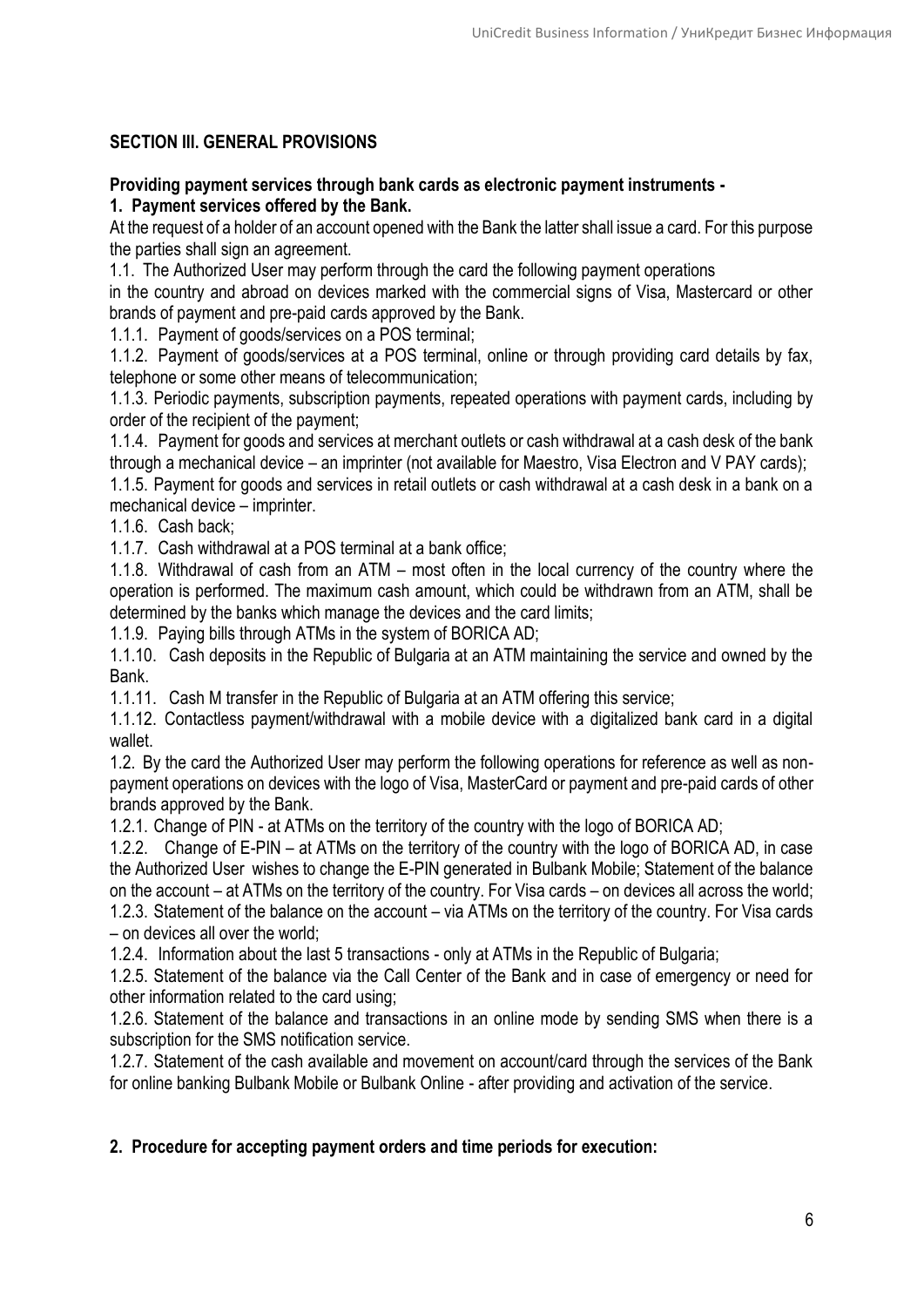## SECTION III. GENERAL PROVISIONS

**Providing payment services through bank cards as electronic payment instruments -**

**1. Payment services offered by the Bank.**

At the request of a holder of an account opened with the Bank the latter shall issue a card. For this purpose the parties shall sign an agreement.

1.1. The Authorized User may perform through the card the following payment operations in the country and abroad on devices marked with the commercial signs of Visa, Mastercard or other brands of payment and pre-paid cards approved by the Bank.

1.1.1. Payment of goods/services on a POS terminal;

1.1.2. Payment of goods/services at a POS terminal, online or through providing card details by fax, telephone or some other means of telecommunication;

1.1.3. Periodic payments, subscription payments, repeated operations with payment cards, including by order of the recipient of the payment;

1.1.4. Payment for goods and services at merchant outlets or cash withdrawal at a cash desk of the bank through a mechanical device – an imprinter (not available for Maestro, Visa Electron and V PAY cards);

1.1.5. Payment for goods and services in retail outlets or cash withdrawal at a cash desk in a bank on a mechanical device – imprinter.

1.1.6. Cash back;

1.1.7. Cash withdrawal at a POS terminal at a bank office;

1.1.8. Withdrawal of cash from an ATM – most often in the local currency of the country where the operation is performed. The maximum cash amount, which could be withdrawn from an ATM, shall be determined by the banks which manage the devices and the card limits;

1.1.9. Paying bills through ATMs in the system of BORICA AD;

1.1.10. Cash deposits in the Republic of Bulgaria at an ATM maintaining the service and owned by the Bank.

1.1.11. Cash M transfer in the Republic of Bulgaria at an ATM offering this service;

1.1.12. Contactless payment/withdrawal with a mobile device with a digitalized bank card in a digital wallet.

1.2. By the card the Authorized User may perform the following operations for reference as well as non-payment operations on devices with the logo of Visa, MasterCard or payment and pre-paid cards of other brands approved by the Bank.

1.2.1. Change of PIN - at ATMs on the territory of the country with the logo of BORICA AD;

1.2.2. Change of E-PIN – at ATMs on the territory of the country with the logo of BORICA AD, in case the Authorized User wishes to change the E-PIN generated in Bulbank Mobile; Statement of the balance on the account – at ATMs on the territory of the country. For Visa cards – on devices all across the world;

1.2.3. Statement of the balance on the account – via ATMs on the territory of the country. For Visa cards – on devices all over the world;

1.2.4. Information about the last 5 transactions - only at ATMs in the Republic of Bulgaria;

1.2.5. Statement of the balance via the Call Center of the Bank and in case of emergency or need for other information related to the card using;

1.2.6. Statement of the balance and transactions in an online mode by sending SMS when there is a subscription for the SMS notification service.

1.2.7. Statement of the cash available and movement on account/card through the services of the Bank for online banking Bulbank Mobile or Bulbank Online - after providing and activation of the service.

**2. Procedure for accepting payment orders and time periods for execution:**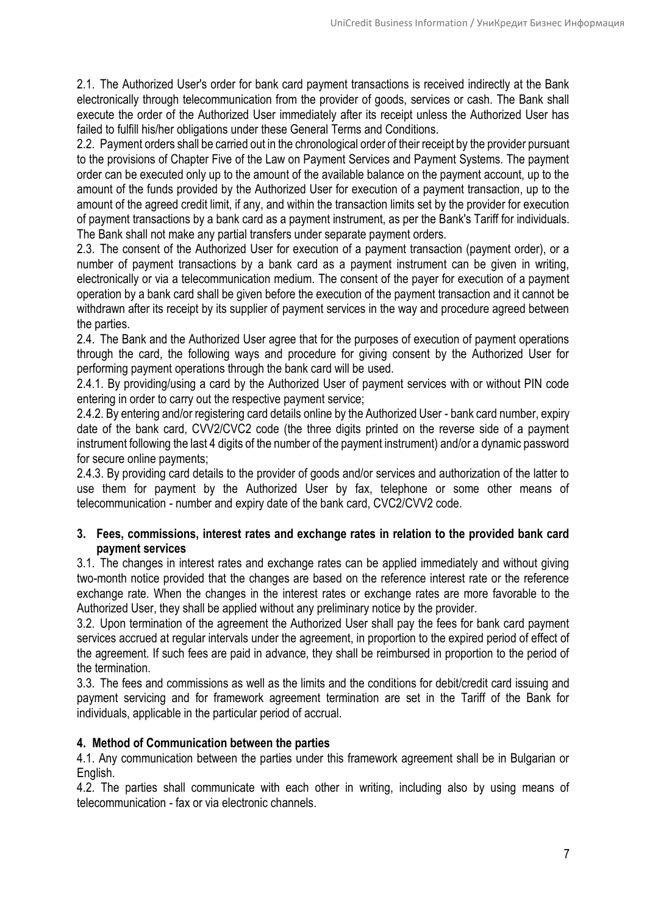2.1. The Authorized User's order for bank card payment transactions is received indirectly at the Bank electronically through telecommunication from the provider of goods, services or cash. The Bank shall execute the order of the Authorized User immediately after its receipt unless the Authorized User has failed to fulfill his/her obligations under these General Terms and Conditions.

2.2. Payment orders shall be carried out in the chronological order of their receipt by the provider pursuant to the provisions of Chapter Five of the Law on Payment Services and Payment Systems. The payment order can be executed only up to the amount of the available balance on the payment account, up to the amount of the funds provided by the Authorized User for execution of a payment transaction, up to the amount of the agreed credit limit, if any, and within the transaction limits set by the provider for execution of payment transactions by a bank card as a payment instrument, as per the Bank's Tariff for individuals. The Bank shall not make any partial transfers under separate payment orders.

2.3. The consent of the Authorized User for execution of a payment transaction (payment order), or a number of payment transactions by a bank card as a payment instrument can be given in writing, electronically or via a telecommunication medium. The consent of the payer for execution of a payment operation by a bank card shall be given before the execution of the payment transaction and it cannot be withdrawn after its receipt by its supplier of payment services in the way and procedure agreed between the parties.

2.4. The Bank and the Authorized User agree that for the purposes of execution of payment operations through the card, the following ways and procedure for giving consent by the Authorized User for performing payment operations through the bank card will be used.

2.4.1. By providing/using a card by the Authorized User of payment services with or without PIN code entering in order to carry out the respective payment service;

2.4.2. By entering and/or registering card details online by the Authorized User - bank card number, expiry date of the bank card, CVV2/CVC2 code (the three digits printed on the reverse side of a payment instrument following the last 4 digits of the number of the payment instrument) and/or a dynamic password for secure online payments;

2.4.3. By providing card details to the provider of goods and/or services and authorization of the latter to use them for payment by the Authorized User by fax, telephone or some other means of telecommunication - number and expiry date of the bank card, CVC2/CVV2 code.

## 3. Fees, commissions, interest rates and exchange rates in relation to the provided bank card payment services

3.1. The changes in interest rates and exchange rates can be applied immediately and without giving two-month notice provided that the changes are based on the reference interest rate or the reference exchange rate. When the changes in the interest rates or exchange rates are more favorable to the Authorized User, they shall be applied without any preliminary notice by the provider.

3.2. Upon termination of the agreement the Authorized User shall pay the fees for bank card payment services accrued at regular intervals under the agreement, in proportion to the expired period of effect of the agreement. If such fees are paid in advance, they shall be reimbursed in proportion to the period of the termination.

3.3. The fees and commissions as well as the limits and the conditions for debit/credit card issuing and payment servicing and for framework agreement termination are set in the Tariff of the Bank for individuals, applicable in the particular period of accrual.

## 4. Method of Communication between the parties

4.1. Any communication between the parties under this framework agreement shall be in Bulgarian or English.

4.2. The parties shall communicate with each other in writing, including also by using means of telecommunication - fax or via electronic channels.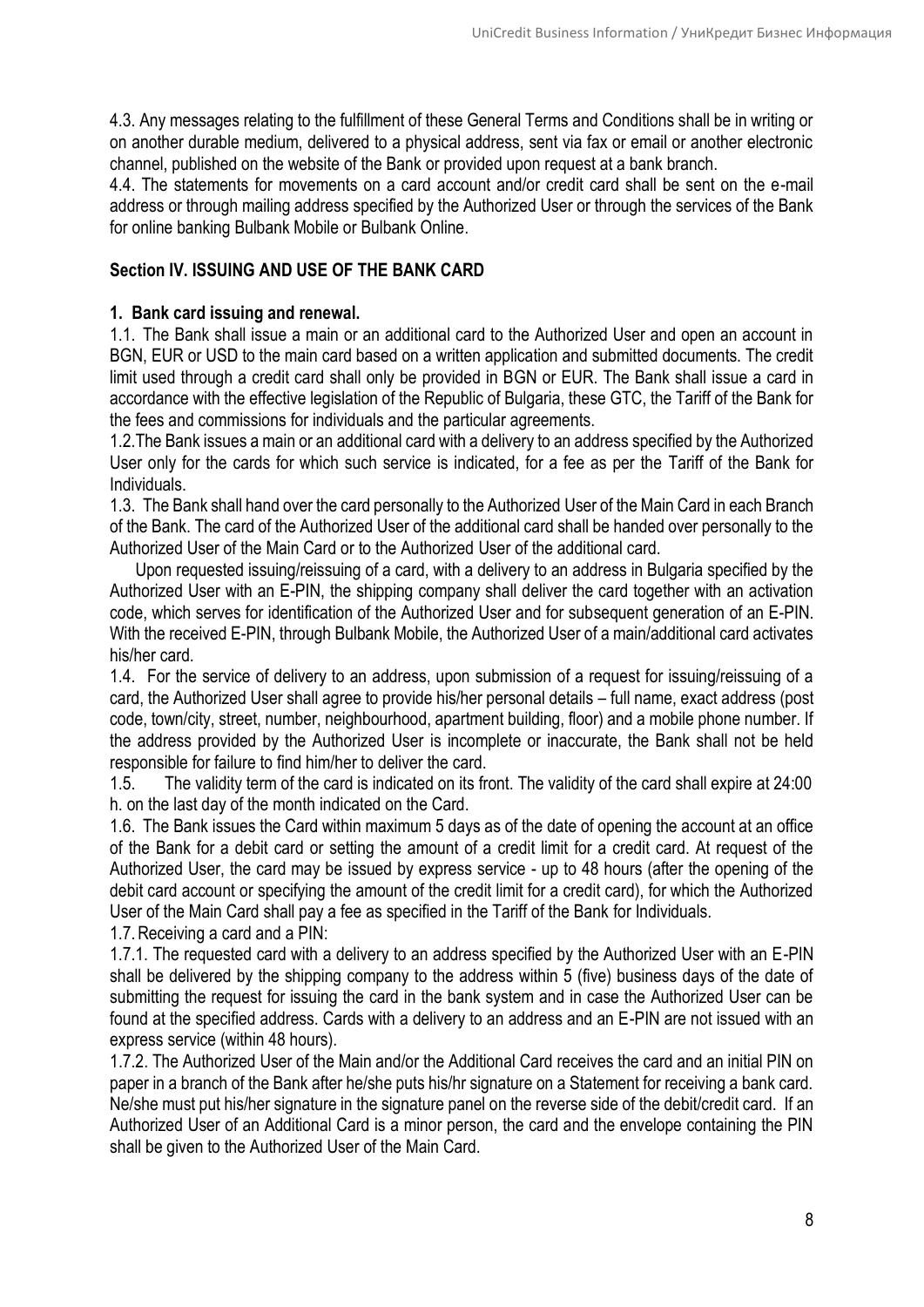4.3. Any messages relating to the fulfillment of these General Terms and Conditions shall be in writing or on another durable medium, delivered to a physical address, sent via fax or email or another electronic channel, published on the website of the Bank or provided upon request at a bank branch.

4.4. The statements for movements on a card account and/or credit card shall be sent on the e-mail address or through mailing address specified by the Authorized User or through the services of the Bank for online banking Bulbank Mobile or Bulbank Online.

## Section IV. ISSUING AND USE OF THE BANK CARD

### 1. Bank card issuing and renewal.

1.1. The Bank shall issue a main or an additional card to the Authorized User and open an account in BGN, EUR or USD to the main card based on a written application and submitted documents. The credit limit used through a credit card shall only be provided in BGN or EUR. The Bank shall issue a card in accordance with the effective legislation of the Republic of Bulgaria, these GTC, the Tariff of the Bank for the fees and commissions for individuals and the particular agreements.

1.2.The Bank issues a main or an additional card with a delivery to an address specified by the Authorized User only for the cards for which such service is indicated, for a fee as per the Tariff of the Bank for Individuals.

1.3. The Bank shall hand over the card personally to the Authorized User of the Main Card in each Branch of the Bank. The card of the Authorized User of the additional card shall be handed over personally to the Authorized User of the Main Card or to the Authorized User of the additional card.

Upon requested issuing/reissuing of a card, with a delivery to an address in Bulgaria specified by the Authorized User with an E-PIN, the shipping company shall deliver the card together with an activation code, which serves for identification of the Authorized User and for subsequent generation of an E-PIN. With the received E-PIN, through Bulbank Mobile, the Authorized User of a main/additional card activates his/her card.

1.4. For the service of delivery to an address, upon submission of a request for issuing/reissuing of a card, the Authorized User shall agree to provide his/her personal details – full name, exact address (post code, town/city, street, number, neighbourhood, apartment building, floor) and a mobile phone number. If the address provided by the Authorized User is incomplete or inaccurate, the Bank shall not be held responsible for failure to find him/her to deliver the card.

1.5. The validity term of the card is indicated on its front. The validity of the card shall expire at 24:00 h. on the last day of the month indicated on the Card.

1.6. The Bank issues the Card within maximum 5 days as of the date of opening the account at an office of the Bank for a debit card or setting the amount of a credit limit for a credit card. At request of the Authorized User, the card may be issued by express service - up to 48 hours (after the opening of the debit card account or specifying the amount of the credit limit for a credit card), for which the Authorized User of the Main Card shall pay a fee as specified in the Tariff of the Bank for Individuals.

1.7. Receiving a card and a PIN:

1.7.1. The requested card with a delivery to an address specified by the Authorized User with an E-PIN shall be delivered by the shipping company to the address within 5 (five) business days of the date of submitting the request for issuing the card in the bank system and in case the Authorized User can be found at the specified address. Cards with a delivery to an address and an E-PIN are not issued with an express service (within 48 hours).

1.7.2. The Authorized User of the Main and/or the Additional Card receives the card and an initial PIN on paper in a branch of the Bank after he/she puts his/hr signature on a Statement for receiving a bank card. Ne/she must put his/her signature in the signature panel on the reverse side of the debit/credit card. If an Authorized User of an Additional Card is a minor person, the card and the envelope containing the PIN shall be given to the Authorized User of the Main Card.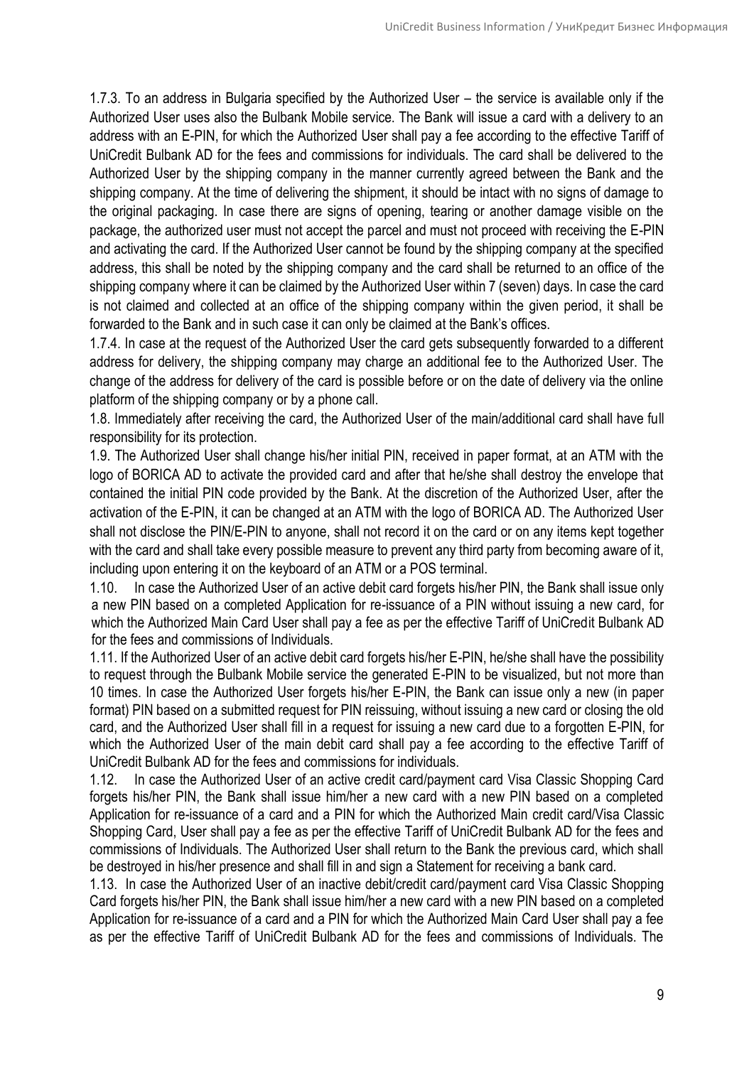1.7.3. To an address in Bulgaria specified by the Authorized User – the service is available only if the Authorized User uses also the Bulbank Mobile service. The Bank will issue a card with a delivery to an address with an E-PIN, for which the Authorized User shall pay a fee according to the effective Tariff of UniCredit Bulbank AD for the fees and commissions for individuals. The card shall be delivered to the Authorized User by the shipping company in the manner currently agreed between the Bank and the shipping company. At the time of delivering the shipment, it should be intact with no signs of damage to the original packaging. In case there are signs of opening, tearing or another damage visible on the package, the authorized user must not accept the parcel and must not proceed with receiving the E-PIN and activating the card. If the Authorized User cannot be found by the shipping company at the specified address, this shall be noted by the shipping company and the card shall be returned to an office of the shipping company where it can be claimed by the Authorized User within 7 (seven) days. In case the card is not claimed and collected at an office of the shipping company within the given period, it shall be forwarded to the Bank and in such case it can only be claimed at the Bank's offices.

1.7.4. In case at the request of the Authorized User the card gets subsequently forwarded to a different address for delivery, the shipping company may charge an additional fee to the Authorized User. The change of the address for delivery of the card is possible before or on the date of delivery via the online platform of the shipping company or by a phone call.

1.8. Immediately after receiving the card, the Authorized User of the main/additional card shall have full responsibility for its protection.

1.9. The Authorized User shall change his/her initial PIN, received in paper format, at an ATM with the logo of BORICA AD to activate the provided card and after that he/she shall destroy the envelope that contained the initial PIN code provided by the Bank. At the discretion of the Authorized User, after the activation of the E-PIN, it can be changed at an ATM with the logo of BORICA AD. The Authorized User shall not disclose the PIN/E-PIN to anyone, shall not record it on the card or on any items kept together with the card and shall take every possible measure to prevent any third party from becoming aware of it, including upon entering it on the keyboard of an ATM or a POS terminal.

1.10. In case the Authorized User of an active debit card forgets his/her PIN, the Bank shall issue only a new PIN based on a completed Application for re-issuance of a PIN without issuing a new card, for which the Authorized Main Card User shall pay a fee as per the effective Tariff of UniCredit Bulbank AD for the fees and commissions of Individuals.

1.11. If the Authorized User of an active debit card forgets his/her E-PIN, he/she shall have the possibility to request through the Bulbank Mobile service the generated E-PIN to be visualized, but not more than 10 times. In case the Authorized User forgets his/her E-PIN, the Bank can issue only a new (in paper format) PIN based on a submitted request for PIN reissuing, without issuing a new card or closing the old card, and the Authorized User shall fill in a request for issuing a new card due to a forgotten E-PIN, for which the Authorized User of the main debit card shall pay a fee according to the effective Tariff of UniCredit Bulbank AD for the fees and commissions for individuals.

1.12. In case the Authorized User of an active credit card/payment card Visa Classic Shopping Card forgets his/her PIN, the Bank shall issue him/her a new card with a new PIN based on a completed Application for re-issuance of a card and a PIN for which the Authorized Main credit card/Visa Classic Shopping Card, User shall pay a fee as per the effective Tariff of UniCredit Bulbank AD for the fees and commissions of Individuals. The Authorized User shall return to the Bank the previous card, which shall be destroyed in his/her presence and shall fill in and sign a Statement for receiving a bank card.

1.13. In case the Authorized User of an inactive debit/credit card/payment card Visa Classic Shopping Card forgets his/her PIN, the Bank shall issue him/her a new card with a new PIN based on a completed Application for re-issuance of a card and a PIN for which the Authorized Main Card User shall pay a fee as per the effective Tariff of UniCredit Bulbank AD for the fees and commissions of Individuals. The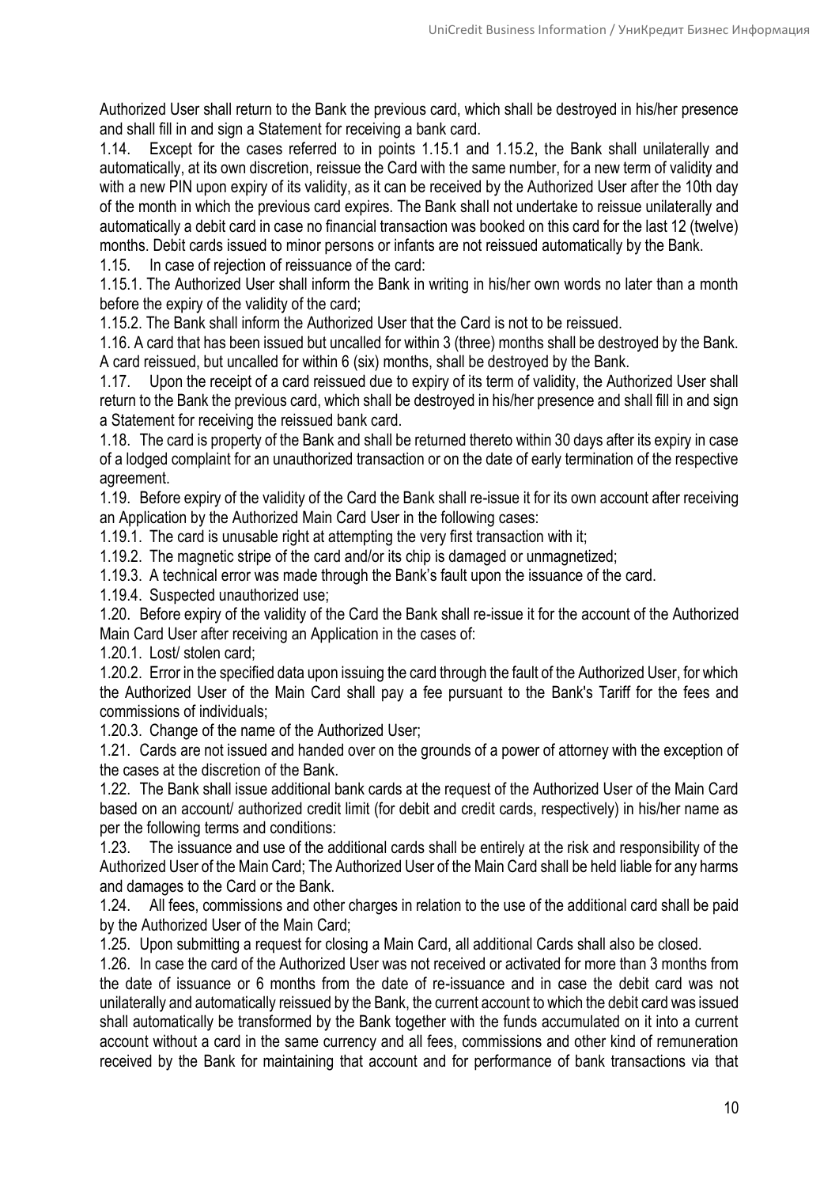Authorized User shall return to the Bank the previous card, which shall be destroyed in his/her presence and shall fill in and sign a Statement for receiving a bank card.

1.14. Except for the cases referred to in points 1.15.1 and 1.15.2, the Bank shall unilaterally and automatically, at its own discretion, reissue the Card with the same number, for a new term of validity and with a new PIN upon expiry of its validity, as it can be received by the Authorized User after the 10th day of the month in which the previous card expires. The Bank shall not undertake to reissue unilaterally and automatically a debit card in case no financial transaction was booked on this card for the last 12 (twelve) months. Debit cards issued to minor persons or infants are not reissued automatically by the Bank.

1.15. In case of rejection of reissuance of the card:

1.15.1. The Authorized User shall inform the Bank in writing in his/her own words no later than a month before the expiry of the validity of the card;

1.15.2. The Bank shall inform the Authorized User that the Card is not to be reissued.

1.16. A card that has been issued but uncalled for within 3 (three) months shall be destroyed by the Bank. A card reissued, but uncalled for within 6 (six) months, shall be destroyed by the Bank.

1.17. Upon the receipt of a card reissued due to expiry of its term of validity, the Authorized User shall return to the Bank the previous card, which shall be destroyed in his/her presence and shall fill in and sign a Statement for receiving the reissued bank card.

1.18. The card is property of the Bank and shall be returned thereto within 30 days after its expiry in case of a lodged complaint for an unauthorized transaction or on the date of early termination of the respective agreement.

1.19. Before expiry of the validity of the Card the Bank shall re-issue it for its own account after receiving an Application by the Authorized Main Card User in the following cases:

1.19.1. The card is unusable right at attempting the very first transaction with it;

1.19.2. The magnetic stripe of the card and/or its chip is damaged or unmagnetized;

1.19.3. A technical error was made through the Bank's fault upon the issuance of the card.

1.19.4. Suspected unauthorized use;

1.20. Before expiry of the validity of the Card the Bank shall re-issue it for the account of the Authorized Main Card User after receiving an Application in the cases of:

1.20.1. Lost/ stolen card;

1.20.2. Error in the specified data upon issuing the card through the fault of the Authorized User, for which the Authorized User of the Main Card shall pay a fee pursuant to the Bank's Tariff for the fees and commissions of individuals;

1.20.3. Change of the name of the Authorized User;

1.21. Cards are not issued and handed over on the grounds of a power of attorney with the exception of the cases at the discretion of the Bank.

1.22. The Bank shall issue additional bank cards at the request of the Authorized User of the Main Card based on an account/ authorized credit limit (for debit and credit cards, respectively) in his/her name as per the following terms and conditions:

1.23. The issuance and use of the additional cards shall be entirely at the risk and responsibility of the Authorized User of the Main Card; The Authorized User of the Main Card shall be held liable for any harms and damages to the Card or the Bank.

1.24. All fees, commissions and other charges in relation to the use of the additional card shall be paid by the Authorized User of the Main Card;

1.25. Upon submitting a request for closing a Main Card, all additional Cards shall also be closed.

1.26. In case the card of the Authorized User was not received or activated for more than 3 months from the date of issuance or 6 months from the date of re-issuance and in case the debit card was not unilaterally and automatically reissued by the Bank, the current account to which the debit card was issued shall automatically be transformed by the Bank together with the funds accumulated on it into a current account without a card in the same currency and all fees, commissions and other kind of remuneration received by the Bank for maintaining that account and for performance of bank transactions via that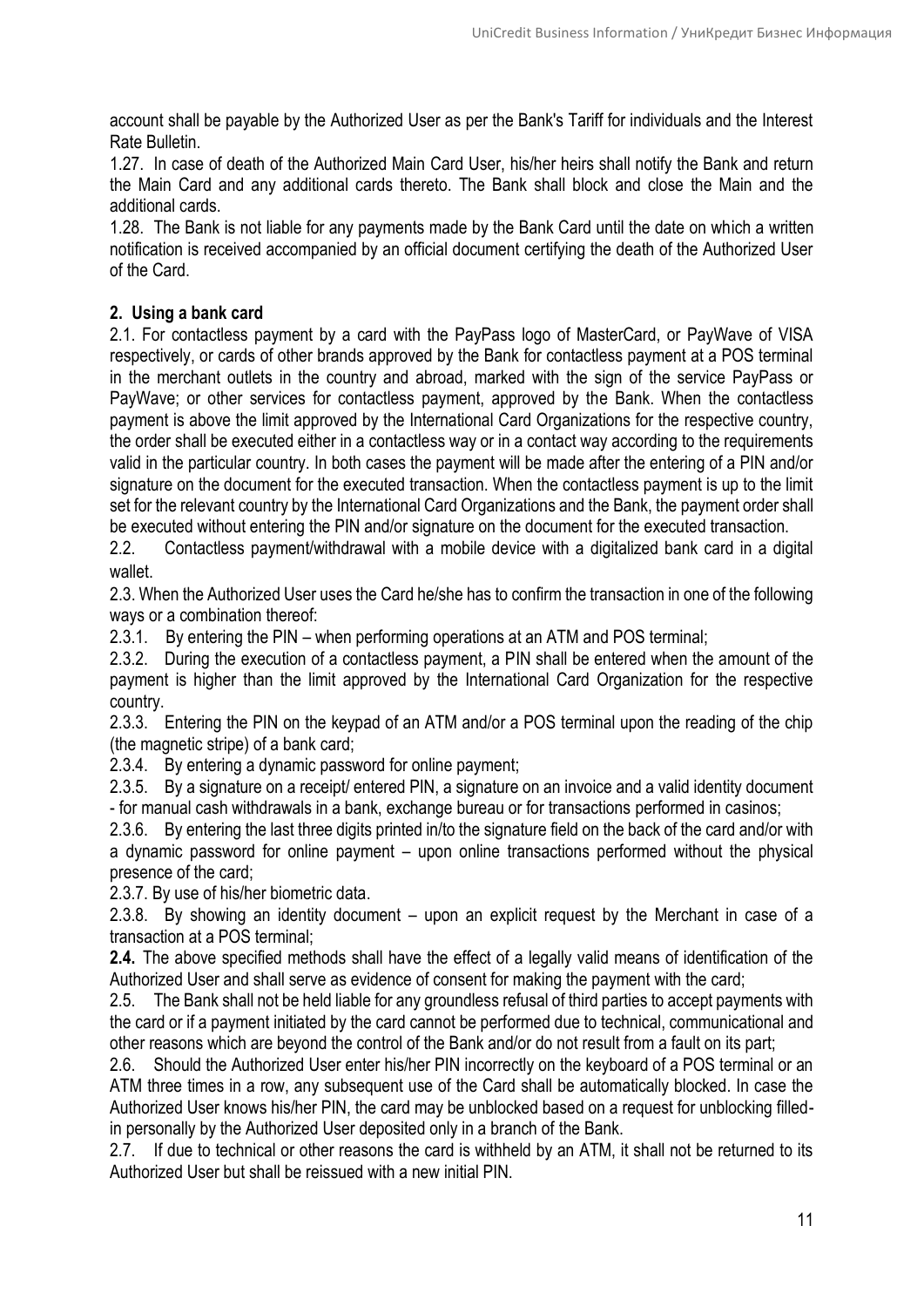account shall be payable by the Authorized User as per the Bank's Tariff for individuals and the Interest Rate Bulletin.

1.27. In case of death of the Authorized Main Card User, his/her heirs shall notify the Bank and return the Main Card and any additional cards thereto. The Bank shall block and close the Main and the additional cards.

1.28. The Bank is not liable for any payments made by the Bank Card until the date on which a written notification is received accompanied by an official document certifying the death of the Authorized User of the Card.

## 2. Using a bank card

2.1. For contactless payment by a card with the PayPass logo of MasterCard, or PayWave of VISA respectively, or cards of other brands approved by the Bank for contactless payment at a POS terminal in the merchant outlets in the country and abroad, marked with the sign of the service PayPass or PayWave; or other services for contactless payment, approved by the Bank. When the contactless payment is above the limit approved by the International Card Organizations for the respective country, the order shall be executed either in a contactless way or in a contact way according to the requirements valid in the particular country. In both cases the payment will be made after the entering of a PIN and/or signature on the document for the executed transaction. When the contactless payment is up to the limit set for the relevant country by the International Card Organizations and the Bank, the payment order shall be executed without entering the PIN and/or signature on the document for the executed transaction.

2.2. Contactless payment/withdrawal with a mobile device with a digitalized bank card in a digital wallet.

2.3. When the Authorized User uses the Card he/she has to confirm the transaction in one of the following ways or a combination thereof:

2.3.1. By entering the PIN – when performing operations at an ATM and POS terminal;

2.3.2. During the execution of a contactless payment, a PIN shall be entered when the amount of the payment is higher than the limit approved by the International Card Organization for the respective country.

2.3.3. Entering the PIN on the keypad of an ATM and/or a POS terminal upon the reading of the chip (the magnetic stripe) of a bank card;

2.3.4. By entering a dynamic password for online payment;

2.3.5. By a signature on a receipt/ entered PIN, a signature on an invoice and a valid identity document - for manual cash withdrawals in a bank, exchange bureau or for transactions performed in casinos;

2.3.6. By entering the last three digits printed in/to the signature field on the back of the card and/or with a dynamic password for online payment – upon online transactions performed without the physical presence of the card;

2.3.7. By use of his/her biometric data.

2.3.8. By showing an identity document – upon an explicit request by the Merchant in case of a transaction at a POS terminal;

**2.4.** The above specified methods shall have the effect of a legally valid means of identification of the Authorized User and shall serve as evidence of consent for making the payment with the card;

2.5. The Bank shall not be held liable for any groundless refusal of third parties to accept payments with the card or if a payment initiated by the card cannot be performed due to technical, communicational and other reasons which are beyond the control of the Bank and/or do not result from a fault on its part;

2.6. Should the Authorized User enter his/her PIN incorrectly on the keyboard of a POS terminal or an ATM three times in a row, any subsequent use of the Card shall be automatically blocked. In case the Authorized User knows his/her PIN, the card may be unblocked based on a request for unblocking filled-in personally by the Authorized User deposited only in a branch of the Bank.

2.7. If due to technical or other reasons the card is withheld by an ATM, it shall not be returned to its Authorized User but shall be reissued with a new initial PIN.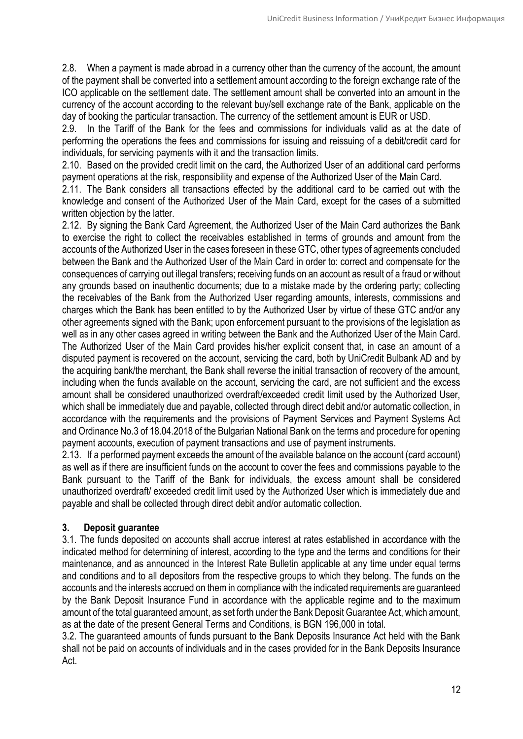2.8. When a payment is made abroad in a currency other than the currency of the account, the amount of the payment shall be converted into a settlement amount according to the foreign exchange rate of the ICO applicable on the settlement date. The settlement amount shall be converted into an amount in the currency of the account according to the relevant buy/sell exchange rate of the Bank, applicable on the day of booking the particular transaction. The currency of the settlement amount is EUR or USD.

2.9. In the Tariff of the Bank for the fees and commissions for individuals valid as at the date of performing the operations the fees and commissions for issuing and reissuing of a debit/credit card for individuals, for servicing payments with it and the transaction limits.

2.10. Based on the provided credit limit on the card, the Authorized User of an additional card performs payment operations at the risk, responsibility and expense of the Authorized User of the Main Card.

2.11. The Bank considers all transactions effected by the additional card to be carried out with the knowledge and consent of the Authorized User of the Main Card, except for the cases of a submitted written objection by the latter.

2.12. By signing the Bank Card Agreement, the Authorized User of the Main Card authorizes the Bank to exercise the right to collect the receivables established in terms of grounds and amount from the accounts of the Authorized User in the cases foreseen in these GTC, other types of agreements concluded between the Bank and the Authorized User of the Main Card in order to: correct and compensate for the consequences of carrying out illegal transfers; receiving funds on an account as result of a fraud or without any grounds based on inauthentic documents; due to a mistake made by the ordering party; collecting the receivables of the Bank from the Authorized User regarding amounts, interests, commissions and charges which the Bank has been entitled to by the Authorized User by virtue of these GTC and/or any other agreements signed with the Bank; upon enforcement pursuant to the provisions of the legislation as well as in any other cases agreed in writing between the Bank and the Authorized User of the Main Card. The Authorized User of the Main Card provides his/her explicit consent that, in case an amount of a disputed payment is recovered on the account, servicing the card, both by UniCredit Bulbank AD and by the acquiring bank/the merchant, the Bank shall reverse the initial transaction of recovery of the amount, including when the funds available on the account, servicing the card, are not sufficient and the excess amount shall be considered unauthorized overdraft/exceeded credit limit used by the Authorized User, which shall be immediately due and payable, collected through direct debit and/or automatic collection, in accordance with the requirements and the provisions of Payment Services and Payment Systems Act and Ordinance No.3 of 18.04.2018 of the Bulgarian National Bank on the terms and procedure for opening payment accounts, execution of payment transactions and use of payment instruments.

2.13. If a performed payment exceeds the amount of the available balance on the account (card account) as well as if there are insufficient funds on the account to cover the fees and commissions payable to the Bank pursuant to the Tariff of the Bank for individuals, the excess amount shall be considered unauthorized overdraft/ exceeded credit limit used by the Authorized User which is immediately due and payable and shall be collected through direct debit and/or automatic collection.

## 3. Deposit guarantee

3.1. The funds deposited on accounts shall accrue interest at rates established in accordance with the indicated method for determining of interest, according to the type and the terms and conditions for their maintenance, and as announced in the Interest Rate Bulletin applicable at any time under equal terms and conditions and to all depositors from the respective groups to which they belong. The funds on the accounts and the interests accrued on them in compliance with the indicated requirements are guaranteed by the Bank Deposit Insurance Fund in accordance with the applicable regime and to the maximum amount of the total guaranteed amount, as set forth under the Bank Deposit Guarantee Act, which amount, as at the date of the present General Terms and Conditions, is BGN 196,000 in total.

3.2. The guaranteed amounts of funds pursuant to the Bank Deposits Insurance Act held with the Bank shall not be paid on accounts of individuals and in the cases provided for in the Bank Deposits Insurance Act.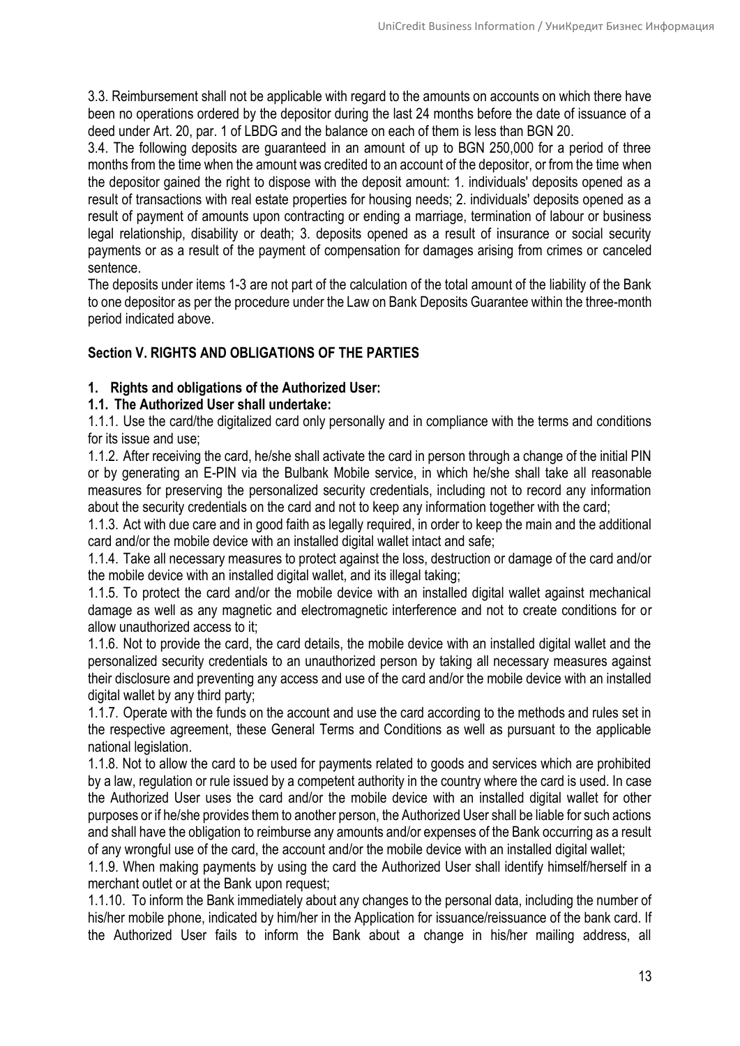3.3. Reimbursement shall not be applicable with regard to the amounts on accounts on which there have been no operations ordered by the depositor during the last 24 months before the date of issuance of a deed under Art. 20, par. 1 of LBDG and the balance on each of them is less than BGN 20.

3.4. The following deposits are guaranteed in an amount of up to BGN 250,000 for a period of three months from the time when the amount was credited to an account of the depositor, or from the time when the depositor gained the right to dispose with the deposit amount: 1. individuals' deposits opened as a result of transactions with real estate properties for housing needs; 2. individuals' deposits opened as a result of payment of amounts upon contracting or ending a marriage, termination of labour or business legal relationship, disability or death; 3. deposits opened as a result of insurance or social security payments or as a result of the payment of compensation for damages arising from crimes or canceled sentence.

The deposits under items 1-3 are not part of the calculation of the total amount of the liability of the Bank to one depositor as per the procedure under the Law on Bank Deposits Guarantee within the three-month period indicated above.

## Section V. RIGHTS AND OBLIGATIONS OF THE PARTIES

### 1. Rights and obligations of the Authorized User:

**1.1. The Authorized User shall undertake:**

1.1.1. Use the card/the digitalized card only personally and in compliance with the terms and conditions for its issue and use;

1.1.2. After receiving the card, he/she shall activate the card in person through a change of the initial PIN or by generating an E-PIN via the Bulbank Mobile service, in which he/she shall take all reasonable measures for preserving the personalized security credentials, including not to record any information about the security credentials on the card and not to keep any information together with the card;

1.1.3. Act with due care and in good faith as legally required, in order to keep the main and the additional card and/or the mobile device with an installed digital wallet intact and safe;

1.1.4. Take all necessary measures to protect against the loss, destruction or damage of the card and/or the mobile device with an installed digital wallet, and its illegal taking;

1.1.5. To protect the card and/or the mobile device with an installed digital wallet against mechanical damage as well as any magnetic and electromagnetic interference and not to create conditions for or allow unauthorized access to it;

1.1.6. Not to provide the card, the card details, the mobile device with an installed digital wallet and the personalized security credentials to an unauthorized person by taking all necessary measures against their disclosure and preventing any access and use of the card and/or the mobile device with an installed digital wallet by any third party;

1.1.7. Operate with the funds on the account and use the card according to the methods and rules set in the respective agreement, these General Terms and Conditions as well as pursuant to the applicable national legislation.

1.1.8. Not to allow the card to be used for payments related to goods and services which are prohibited by a law, regulation or rule issued by a competent authority in the country where the card is used. In case the Authorized User uses the card and/or the mobile device with an installed digital wallet for other purposes or if he/she provides them to another person, the Authorized User shall be liable for such actions and shall have the obligation to reimburse any amounts and/or expenses of the Bank occurring as a result of any wrongful use of the card, the account and/or the mobile device with an installed digital wallet;

1.1.9. When making payments by using the card the Authorized User shall identify himself/herself in a merchant outlet or at the Bank upon request;

1.1.10. To inform the Bank immediately about any changes to the personal data, including the number of his/her mobile phone, indicated by him/her in the Application for issuance/reissuance of the bank card. If the Authorized User fails to inform the Bank about a change in his/her mailing address, all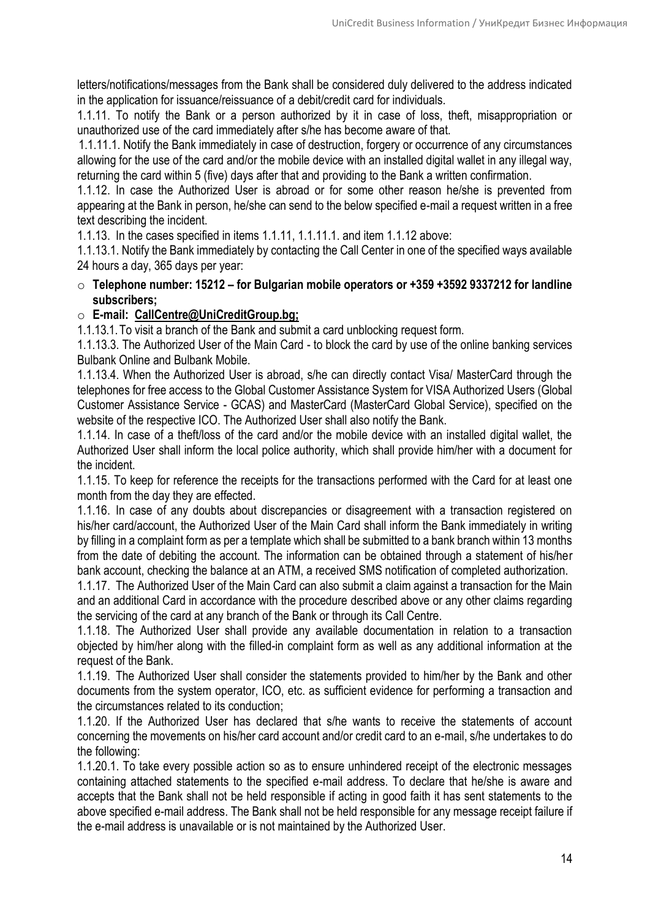letters/notifications/messages from the Bank shall be considered duly delivered to the address indicated in the application for issuance/reissuance of a debit/credit card for individuals.

1.1.11. To notify the Bank or a person authorized by it in case of loss, theft, misappropriation or unauthorized use of the card immediately after s/he has become aware of that.

1.1.11.1. Notify the Bank immediately in case of destruction, forgery or occurrence of any circumstances allowing for the use of the card and/or the mobile device with an installed digital wallet in any illegal way, returning the card within 5 (five) days after that and providing to the Bank a written confirmation.

1.1.12. In case the Authorized User is abroad or for some other reason he/she is prevented from appearing at the Bank in person, he/she can send to the below specified e-mail a request written in a free text describing the incident.

1.1.13. In the cases specified in items 1.1.11, 1.1.11.1. and item 1.1.12 above:

1.1.13.1. Notify the Bank immediately by contacting the Call Center in one of the specified ways available 24 hours a day, 365 days per year:

- **Telephone number: 15212 – for Bulgarian mobile operators or +359 +3592 9337212 for landline subscribers;**
- **E-mail: CallCentre@UniCreditGroup.bg;**

1.1.13.1. To visit a branch of the Bank and submit a card unblocking request form.

1.1.13.3. The Authorized User of the Main Card - to block the card by use of the online banking services Bulbank Online and Bulbank Mobile.

1.1.13.4. When the Authorized User is abroad, s/he can directly contact Visa/ MasterCard through the telephones for free access to the Global Customer Assistance System for VISA Authorized Users (Global Customer Assistance Service - GCAS) and MasterCard (MasterCard Global Service), specified on the website of the respective ICO. The Authorized User shall also notify the Bank.

1.1.14. In case of a theft/loss of the card and/or the mobile device with an installed digital wallet, the Authorized User shall inform the local police authority, which shall provide him/her with a document for the incident.

1.1.15. To keep for reference the receipts for the transactions performed with the Card for at least one month from the day they are effected.

1.1.16. In case of any doubts about discrepancies or disagreement with a transaction registered on his/her card/account, the Authorized User of the Main Card shall inform the Bank immediately in writing by filling in a complaint form as per a template which shall be submitted to a bank branch within 13 months from the date of debiting the account. The information can be obtained through a statement of his/her bank account, checking the balance at an ATM, a received SMS notification of completed authorization.

1.1.17. The Authorized User of the Main Card can also submit a claim against a transaction for the Main and an additional Card in accordance with the procedure described above or any other claims regarding the servicing of the card at any branch of the Bank or through its Call Centre.

1.1.18. The Authorized User shall provide any available documentation in relation to a transaction objected by him/her along with the filled-in complaint form as well as any additional information at the request of the Bank.

1.1.19. The Authorized User shall consider the statements provided to him/her by the Bank and other documents from the system operator, ICO, etc. as sufficient evidence for performing a transaction and the circumstances related to its conduction;

1.1.20. If the Authorized User has declared that s/he wants to receive the statements of account concerning the movements on his/her card account and/or credit card to an e-mail, s/he undertakes to do the following:

1.1.20.1. To take every possible action so as to ensure unhindered receipt of the electronic messages containing attached statements to the specified e-mail address. To declare that he/she is aware and accepts that the Bank shall not be held responsible if acting in good faith it has sent statements to the above specified e-mail address. The Bank shall not be held responsible for any message receipt failure if the e-mail address is unavailable or is not maintained by the Authorized User.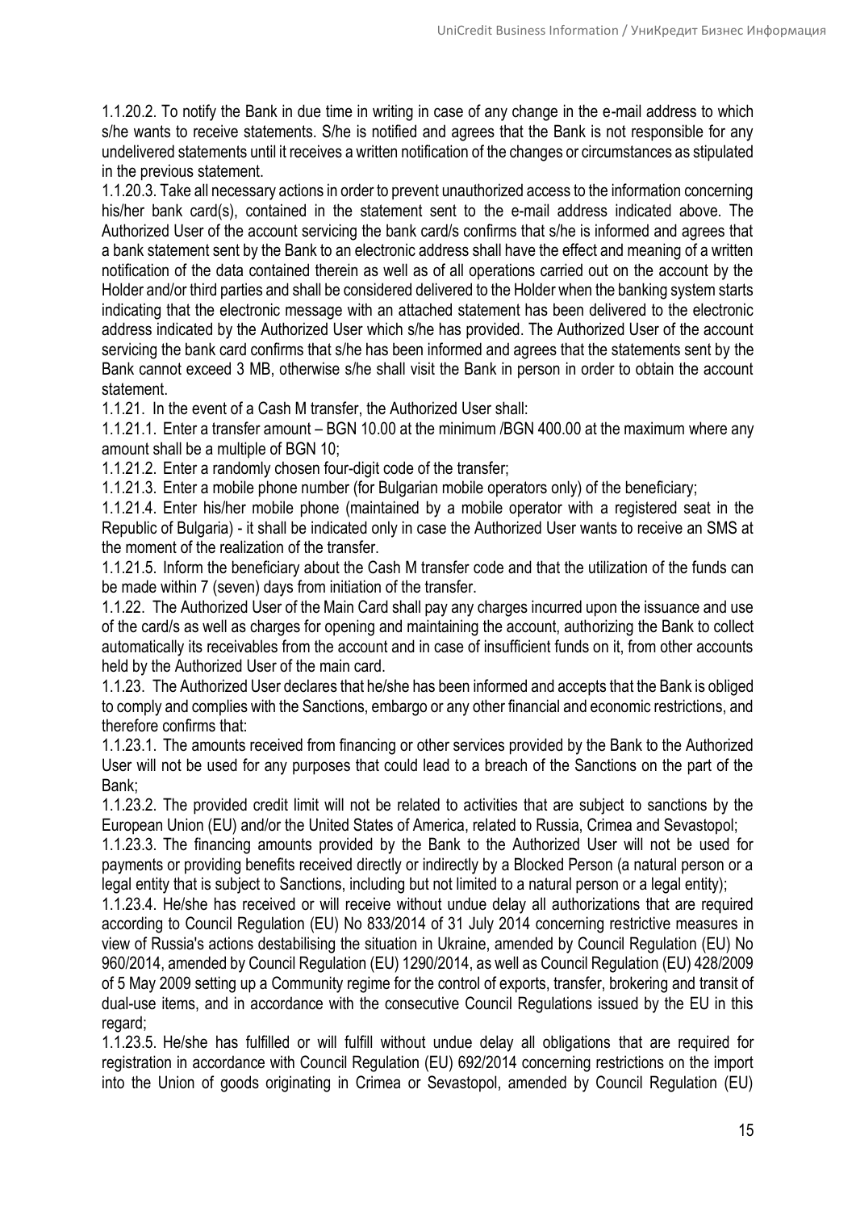1.1.20.2. To notify the Bank in due time in writing in case of any change in the e-mail address to which s/he wants to receive statements. S/he is notified and agrees that the Bank is not responsible for any undelivered statements until it receives a written notification of the changes or circumstances as stipulated in the previous statement.

1.1.20.3. Take all necessary actions in order to prevent unauthorized access to the information concerning his/her bank card(s), contained in the statement sent to the e-mail address indicated above. The Authorized User of the account servicing the bank card/s confirms that s/he is informed and agrees that a bank statement sent by the Bank to an electronic address shall have the effect and meaning of a written notification of the data contained therein as well as of all operations carried out on the account by the Holder and/or third parties and shall be considered delivered to the Holder when the banking system starts indicating that the electronic message with an attached statement has been delivered to the electronic address indicated by the Authorized User which s/he has provided. The Authorized User of the account servicing the bank card confirms that s/he has been informed and agrees that the statements sent by the Bank cannot exceed 3 MB, otherwise s/he shall visit the Bank in person in order to obtain the account statement.

1.1.21. In the event of a Cash M transfer, the Authorized User shall:

1.1.21.1. Enter a transfer amount – BGN 10.00 at the minimum /BGN 400.00 at the maximum where any amount shall be a multiple of BGN 10;

1.1.21.2. Enter a randomly chosen four-digit code of the transfer;

1.1.21.3. Enter a mobile phone number (for Bulgarian mobile operators only) of the beneficiary;

1.1.21.4. Enter his/her mobile phone (maintained by a mobile operator with a registered seat in the Republic of Bulgaria) - it shall be indicated only in case the Authorized User wants to receive an SMS at the moment of the realization of the transfer.

1.1.21.5. Inform the beneficiary about the Cash M transfer code and that the utilization of the funds can be made within 7 (seven) days from initiation of the transfer.

1.1.22. The Authorized User of the Main Card shall pay any charges incurred upon the issuance and use of the card/s as well as charges for opening and maintaining the account, authorizing the Bank to collect automatically its receivables from the account and in case of insufficient funds on it, from other accounts held by the Authorized User of the main card.

1.1.23. The Authorized User declares that he/she has been informed and accepts that the Bank is obliged to comply and complies with the Sanctions, embargo or any other financial and economic restrictions, and therefore confirms that:

1.1.23.1. The amounts received from financing or other services provided by the Bank to the Authorized User will not be used for any purposes that could lead to a breach of the Sanctions on the part of the Bank;

1.1.23.2. The provided credit limit will not be related to activities that are subject to sanctions by the European Union (EU) and/or the United States of America, related to Russia, Crimea and Sevastopol;

1.1.23.3. The financing amounts provided by the Bank to the Authorized User will not be used for payments or providing benefits received directly or indirectly by a Blocked Person (a natural person or a legal entity that is subject to Sanctions, including but not limited to a natural person or a legal entity);

1.1.23.4. He/she has received or will receive without undue delay all authorizations that are required according to Council Regulation (EU) No 833/2014 of 31 July 2014 concerning restrictive measures in view of Russia's actions destabilising the situation in Ukraine, amended by Council Regulation (EU) No 960/2014, amended by Council Regulation (EU) 1290/2014, as well as Council Regulation (EU) 428/2009 of 5 May 2009 setting up a Community regime for the control of exports, transfer, brokering and transit of dual-use items, and in accordance with the consecutive Council Regulations issued by the EU in this regard;

1.1.23.5. He/she has fulfilled or will fulfill without undue delay all obligations that are required for registration in accordance with Council Regulation (EU) 692/2014 concerning restrictions on the import into the Union of goods originating in Crimea or Sevastopol, amended by Council Regulation (EU)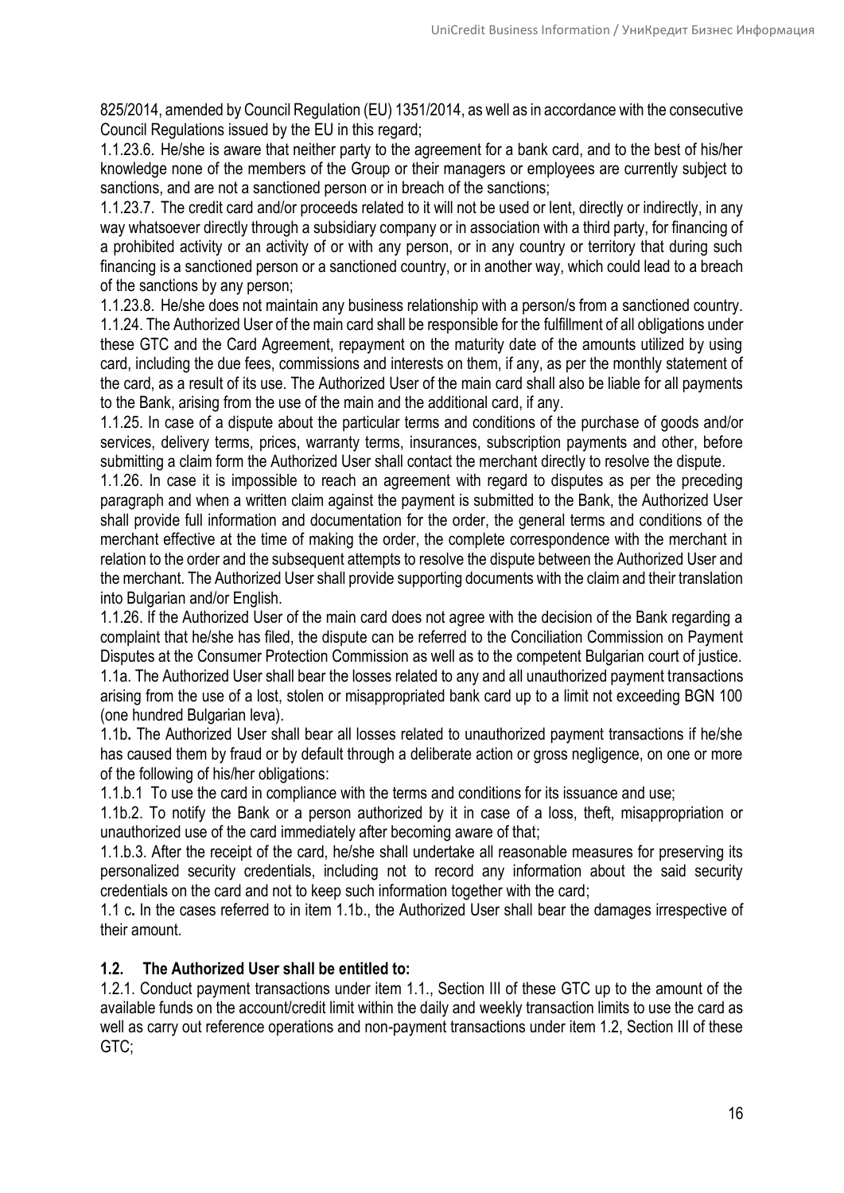825/2014, amended by Council Regulation (EU) 1351/2014, as well as in accordance with the consecutive Council Regulations issued by the EU in this regard;

1.1.23.6. He/she is aware that neither party to the agreement for a bank card, and to the best of his/her knowledge none of the members of the Group or their managers or employees are currently subject to sanctions, and are not a sanctioned person or in breach of the sanctions;

1.1.23.7. The credit card and/or proceeds related to it will not be used or lent, directly or indirectly, in any way whatsoever directly through a subsidiary company or in association with a third party, for financing of a prohibited activity or an activity of or with any person, or in any country or territory that during such financing is a sanctioned person or a sanctioned country, or in another way, which could lead to a breach of the sanctions by any person;

1.1.23.8. He/she does not maintain any business relationship with a person/s from a sanctioned country.

1.1.24. The Authorized User of the main card shall be responsible for the fulfillment of all obligations under these GTC and the Card Agreement, repayment on the maturity date of the amounts utilized by using card, including the due fees, commissions and interests on them, if any, as per the monthly statement of the card, as a result of its use. The Authorized User of the main card shall also be liable for all payments to the Bank, arising from the use of the main and the additional card, if any.

1.1.25. In case of a dispute about the particular terms and conditions of the purchase of goods and/or services, delivery terms, prices, warranty terms, insurances, subscription payments and other, before submitting a claim form the Authorized User shall contact the merchant directly to resolve the dispute.

1.1.26. In case it is impossible to reach an agreement with regard to disputes as per the preceding paragraph and when a written claim against the payment is submitted to the Bank, the Authorized User shall provide full information and documentation for the order, the general terms and conditions of the merchant effective at the time of making the order, the complete correspondence with the merchant in relation to the order and the subsequent attempts to resolve the dispute between the Authorized User and the merchant. The Authorized User shall provide supporting documents with the claim and their translation into Bulgarian and/or English.

1.1.26. If the Authorized User of the main card does not agree with the decision of the Bank regarding a complaint that he/she has filed, the dispute can be referred to the Conciliation Commission on Payment Disputes at the Consumer Protection Commission as well as to the competent Bulgarian court of justice.

1.1a. The Authorized User shall bear the losses related to any and all unauthorized payment transactions arising from the use of a lost, stolen or misappropriated bank card up to a limit not exceeding BGN 100 (one hundred Bulgarian leva).

1.1b**.** The Authorized User shall bear all losses related to unauthorized payment transactions if he/she has caused them by fraud or by default through a deliberate action or gross negligence, on one or more of the following of his/her obligations:

1.1.b.1 To use the card in compliance with the terms and conditions for its issuance and use;

1.1b.2. To notify the Bank or a person authorized by it in case of a loss, theft, misappropriation or unauthorized use of the card immediately after becoming aware of that;

1.1.b.3. After the receipt of the card, he/she shall undertake all reasonable measures for preserving its personalized security credentials, including not to record any information about the said security credentials on the card and not to keep such information together with the card;

1.1 c**.** In the cases referred to in item 1.1b., the Authorized User shall bear the damages irrespective of their amount.

### 1.2. The Authorized User shall be entitled to:

1.2.1. Conduct payment transactions under item 1.1., Section III of these GTC up to the amount of the available funds on the account/credit limit within the daily and weekly transaction limits to use the card as well as carry out reference operations and non-payment transactions under item 1.2, Section III of these GTC;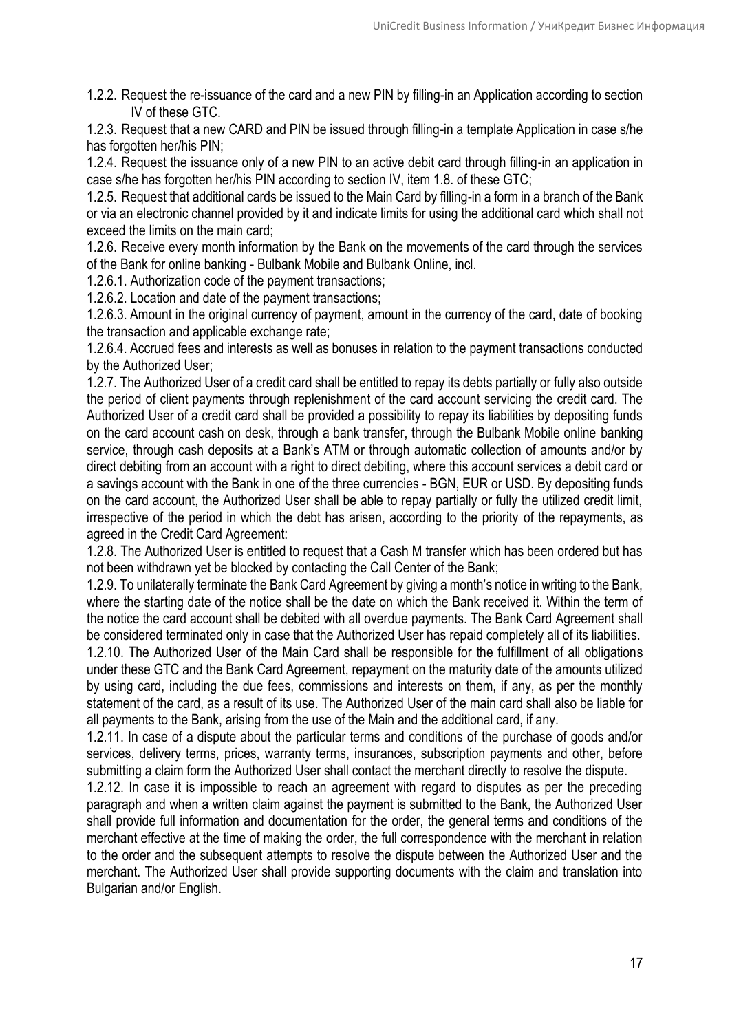1.2.2. Request the re-issuance of the card and a new PIN by filling-in an Application according to section IV of these GTC.

1.2.3. Request that a new CARD and PIN be issued through filling-in a template Application in case s/he has forgotten her/his PIN;

1.2.4. Request the issuance only of a new PIN to an active debit card through filling-in an application in case s/he has forgotten her/his PIN according to section IV, item 1.8. of these GTC;

1.2.5. Request that additional cards be issued to the Main Card by filling-in a form in a branch of the Bank or via an electronic channel provided by it and indicate limits for using the additional card which shall not exceed the limits on the main card;

1.2.6. Receive every month information by the Bank on the movements of the card through the services of the Bank for online banking - Bulbank Mobile and Bulbank Online, incl.

1.2.6.1. Authorization code of the payment transactions;

1.2.6.2. Location and date of the payment transactions;

1.2.6.3. Amount in the original currency of payment, amount in the currency of the card, date of booking the transaction and applicable exchange rate;

1.2.6.4. Accrued fees and interests as well as bonuses in relation to the payment transactions conducted by the Authorized User;

1.2.7. The Authorized User of a credit card shall be entitled to repay its debts partially or fully also outside the period of client payments through replenishment of the card account servicing the credit card. The Authorized User of a credit card shall be provided a possibility to repay its liabilities by depositing funds on the card account cash on desk, through a bank transfer, through the Bulbank Mobile online banking service, through cash deposits at a Bank's ATM or through automatic collection of amounts and/or by direct debiting from an account with a right to direct debiting, where this account services a debit card or a savings account with the Bank in one of the three currencies - BGN, EUR or USD. By depositing funds on the card account, the Authorized User shall be able to repay partially or fully the utilized credit limit, irrespective of the period in which the debt has arisen, according to the priority of the repayments, as agreed in the Credit Card Agreement:

1.2.8. The Authorized User is entitled to request that a Cash M transfer which has been ordered but has not been withdrawn yet be blocked by contacting the Call Center of the Bank;

1.2.9. To unilaterally terminate the Bank Card Agreement by giving a month's notice in writing to the Bank, where the starting date of the notice shall be the date on which the Bank received it. Within the term of the notice the card account shall be debited with all overdue payments. The Bank Card Agreement shall be considered terminated only in case that the Authorized User has repaid completely all of its liabilities.

1.2.10. The Authorized User of the Main Card shall be responsible for the fulfillment of all obligations under these GTC and the Bank Card Agreement, repayment on the maturity date of the amounts utilized by using card, including the due fees, commissions and interests on them, if any, as per the monthly statement of the card, as a result of its use. The Authorized User of the main card shall also be liable for all payments to the Bank, arising from the use of the Main and the additional card, if any.

1.2.11. In case of a dispute about the particular terms and conditions of the purchase of goods and/or services, delivery terms, prices, warranty terms, insurances, subscription payments and other, before submitting a claim form the Authorized User shall contact the merchant directly to resolve the dispute.

1.2.12. In case it is impossible to reach an agreement with regard to disputes as per the preceding paragraph and when a written claim against the payment is submitted to the Bank, the Authorized User shall provide full information and documentation for the order, the general terms and conditions of the merchant effective at the time of making the order, the full correspondence with the merchant in relation to the order and the subsequent attempts to resolve the dispute between the Authorized User and the merchant. The Authorized User shall provide supporting documents with the claim and translation into Bulgarian and/or English.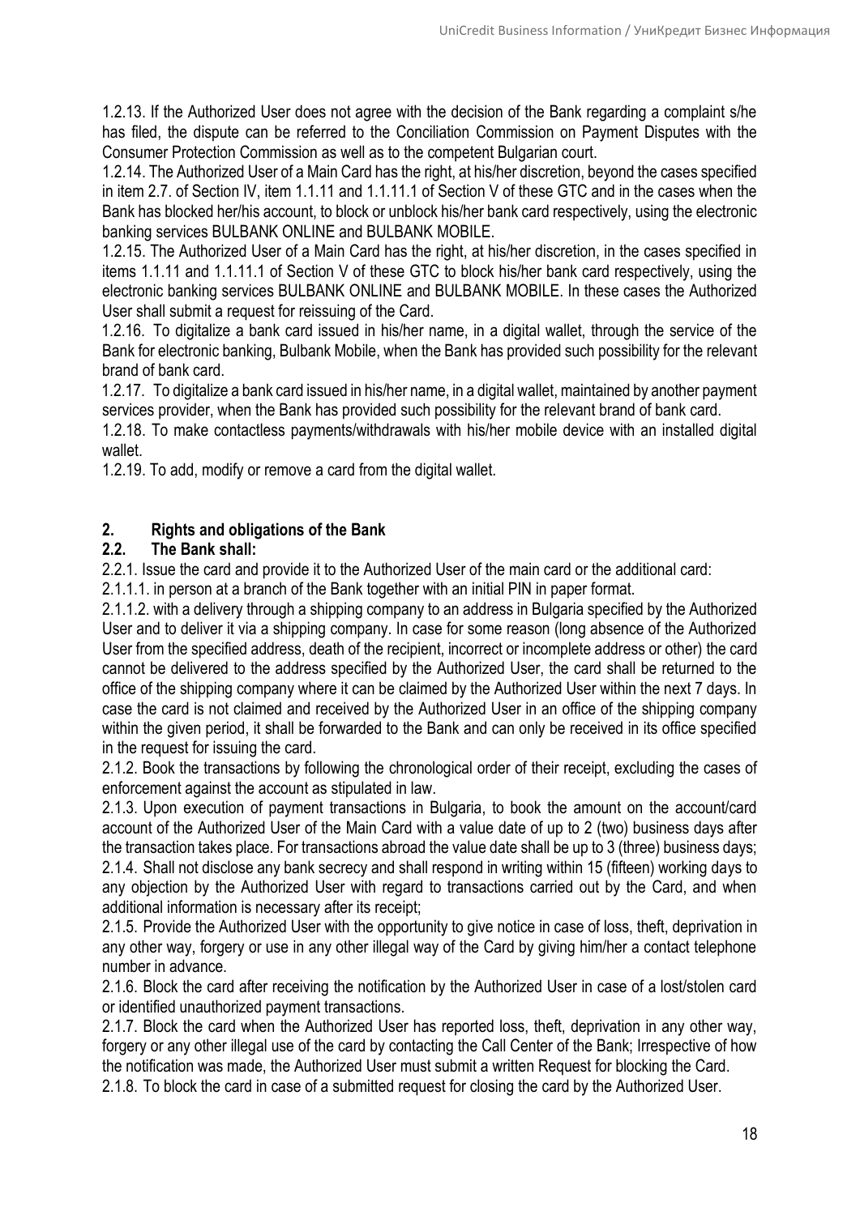1.2.13. If the Authorized User does not agree with the decision of the Bank regarding a complaint s/he has filed, the dispute can be referred to the Conciliation Commission on Payment Disputes with the Consumer Protection Commission as well as to the competent Bulgarian court.

1.2.14. The Authorized User of a Main Card has the right, at his/her discretion, beyond the cases specified in item 2.7. of Section IV, item 1.1.11 and 1.1.11.1 of Section V of these GTC and in the cases when the Bank has blocked her/his account, to block or unblock his/her bank card respectively, using the electronic banking services BULBANK ONLINE and BULBANK MOBILE.

1.2.15. The Authorized User of a Main Card has the right, at his/her discretion, in the cases specified in items 1.1.11 and 1.1.11.1 of Section V of these GTC to block his/her bank card respectively, using the electronic banking services BULBANK ONLINE and BULBANK MOBILE. In these cases the Authorized User shall submit a request for reissuing of the Card.

1.2.16. To digitalize a bank card issued in his/her name, in a digital wallet, through the service of the Bank for electronic banking, Bulbank Mobile, when the Bank has provided such possibility for the relevant brand of bank card.

1.2.17. To digitalize a bank card issued in his/her name, in a digital wallet, maintained by another payment services provider, when the Bank has provided such possibility for the relevant brand of bank card.

1.2.18. To make contactless payments/withdrawals with his/her mobile device with an installed digital wallet.

1.2.19. To add, modify or remove a card from the digital wallet.

## 2. Rights and obligations of the Bank

### 2.2. The Bank shall:

2.2.1. Issue the card and provide it to the Authorized User of the main card or the additional card:

2.1.1.1. in person at a branch of the Bank together with an initial PIN in paper format.

2.1.1.2. with a delivery through a shipping company to an address in Bulgaria specified by the Authorized User and to deliver it via a shipping company. In case for some reason (long absence of the Authorized User from the specified address, death of the recipient, incorrect or incomplete address or other) the card cannot be delivered to the address specified by the Authorized User, the card shall be returned to the office of the shipping company where it can be claimed by the Authorized User within the next 7 days. In case the card is not claimed and received by the Authorized User in an office of the shipping company within the given period, it shall be forwarded to the Bank and can only be received in its office specified in the request for issuing the card.

2.1.2. Book the transactions by following the chronological order of their receipt, excluding the cases of enforcement against the account as stipulated in law.

2.1.3. Upon execution of payment transactions in Bulgaria, to book the amount on the account/card account of the Authorized User of the Main Card with a value date of up to 2 (two) business days after the transaction takes place. For transactions abroad the value date shall be up to 3 (three) business days;

2.1.4. Shall not disclose any bank secrecy and shall respond in writing within 15 (fifteen) working days to any objection by the Authorized User with regard to transactions carried out by the Card, and when additional information is necessary after its receipt;

2.1.5. Provide the Authorized User with the opportunity to give notice in case of loss, theft, deprivation in any other way, forgery or use in any other illegal way of the Card by giving him/her a contact telephone number in advance.

2.1.6. Block the card after receiving the notification by the Authorized User in case of a lost/stolen card or identified unauthorized payment transactions.

2.1.7. Block the card when the Authorized User has reported loss, theft, deprivation in any other way, forgery or any other illegal use of the card by contacting the Call Center of the Bank; Irrespective of how the notification was made, the Authorized User must submit a written Request for blocking the Card.

2.1.8. To block the card in case of a submitted request for closing the card by the Authorized User.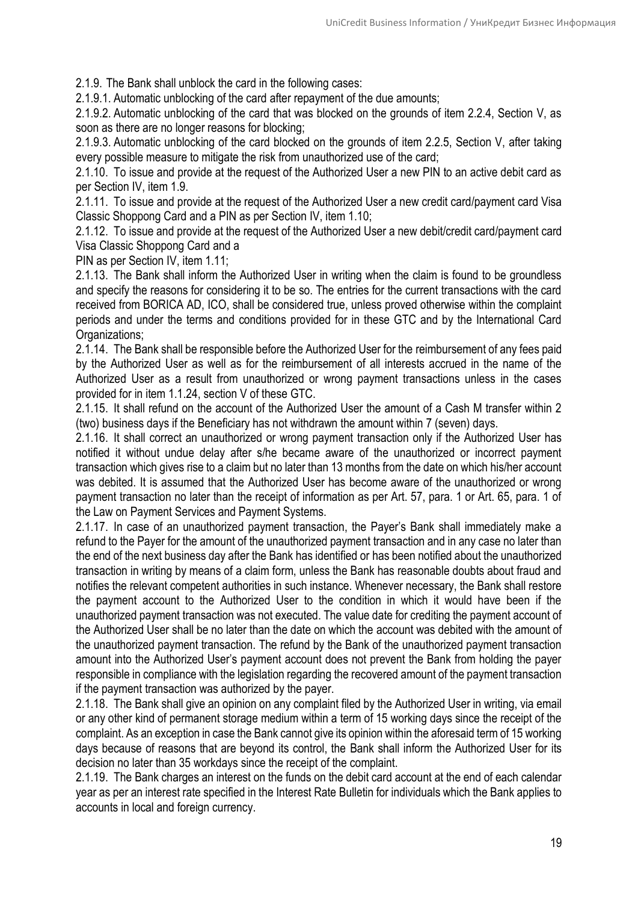2.1.9. The Bank shall unblock the card in the following cases:

2.1.9.1. Automatic unblocking of the card after repayment of the due amounts;

2.1.9.2. Automatic unblocking of the card that was blocked on the grounds of item 2.2.4, Section V, as soon as there are no longer reasons for blocking;

2.1.9.3. Automatic unblocking of the card blocked on the grounds of item 2.2.5, Section V, after taking every possible measure to mitigate the risk from unauthorized use of the card;

2.1.10. To issue and provide at the request of the Authorized User a new PIN to an active debit card as per Section IV, item 1.9.

2.1.11. To issue and provide at the request of the Authorized User a new credit card/payment card Visa Classic Shoppong Card and a PIN as per Section IV, item 1.10;

2.1.12. To issue and provide at the request of the Authorized User a new debit/credit card/payment card Visa Classic Shoppong Card and a PIN as per Section IV, item 1.11;

2.1.13. The Bank shall inform the Authorized User in writing when the claim is found to be groundless and specify the reasons for considering it to be so. The entries for the current transactions with the card received from BORICA AD, ICO, shall be considered true, unless proved otherwise within the complaint periods and under the terms and conditions provided for in these GTC and by the International Card Organizations;

2.1.14. The Bank shall be responsible before the Authorized User for the reimbursement of any fees paid by the Authorized User as well as for the reimbursement of all interests accrued in the name of the Authorized User as a result from unauthorized or wrong payment transactions unless in the cases provided for in item 1.1.24, section V of these GTC.

2.1.15. It shall refund on the account of the Authorized User the amount of a Cash M transfer within 2 (two) business days if the Beneficiary has not withdrawn the amount within 7 (seven) days.

2.1.16. It shall correct an unauthorized or wrong payment transaction only if the Authorized User has notified it without undue delay after s/he became aware of the unauthorized or incorrect payment transaction which gives rise to a claim but no later than 13 months from the date on which his/her account was debited. It is assumed that the Authorized User has become aware of the unauthorized or wrong payment transaction no later than the receipt of information as per Art. 57, para. 1 or Art. 65, para. 1 of the Law on Payment Services and Payment Systems.

2.1.17. In case of an unauthorized payment transaction, the Payer's Bank shall immediately make a refund to the Payer for the amount of the unauthorized payment transaction and in any case no later than the end of the next business day after the Bank has identified or has been notified about the unauthorized transaction in writing by means of a claim form, unless the Bank has reasonable doubts about fraud and notifies the relevant competent authorities in such instance. Whenever necessary, the Bank shall restore the payment account to the Authorized User to the condition in which it would have been if the unauthorized payment transaction was not executed. The value date for crediting the payment account of the Authorized User shall be no later than the date on which the account was debited with the amount of the unauthorized payment transaction. The refund by the Bank of the unauthorized payment transaction amount into the Authorized User's payment account does not prevent the Bank from holding the payer responsible in compliance with the legislation regarding the recovered amount of the payment transaction if the payment transaction was authorized by the payer.

2.1.18. The Bank shall give an opinion on any complaint filed by the Authorized User in writing, via email or any other kind of permanent storage medium within a term of 15 working days since the receipt of the complaint. As an exception in case the Bank cannot give its opinion within the aforesaid term of 15 working days because of reasons that are beyond its control, the Bank shall inform the Authorized User for its decision no later than 35 workdays since the receipt of the complaint.

2.1.19. The Bank charges an interest on the funds on the debit card account at the end of each calendar year as per an interest rate specified in the Interest Rate Bulletin for individuals which the Bank applies to accounts in local and foreign currency.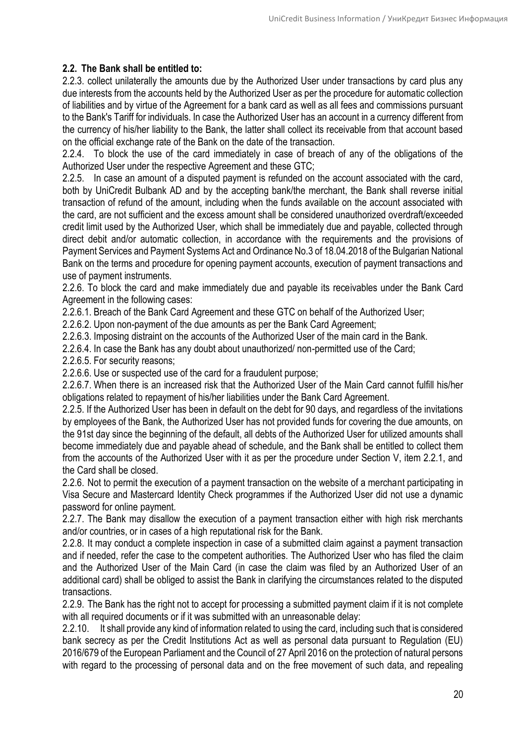**2.2. The Bank shall be entitled to:**

2.2.3. collect unilaterally the amounts due by the Authorized User under transactions by card plus any due interests from the accounts held by the Authorized User as per the procedure for automatic collection of liabilities and by virtue of the Agreement for a bank card as well as all fees and commissions pursuant to the Bank's Tariff for individuals. In case the Authorized User has an account in a currency different from the currency of his/her liability to the Bank, the latter shall collect its receivable from that account based on the official exchange rate of the Bank on the date of the transaction.

2.2.4. To block the use of the card immediately in case of breach of any of the obligations of the Authorized User under the respective Agreement and these GTC;

2.2.5. In case an amount of a disputed payment is refunded on the account associated with the card, both by UniCredit Bulbank AD and by the accepting bank/the merchant, the Bank shall reverse initial transaction of refund of the amount, including when the funds available on the account associated with the card, are not sufficient and the excess amount shall be considered unauthorized overdraft/exceeded credit limit used by the Authorized User, which shall be immediately due and payable, collected through direct debit and/or automatic collection, in accordance with the requirements and the provisions of Payment Services and Payment Systems Act and Ordinance No.3 of 18.04.2018 of the Bulgarian National Bank on the terms and procedure for opening payment accounts, execution of payment transactions and use of payment instruments.

2.2.6. To block the card and make immediately due and payable its receivables under the Bank Card Agreement in the following cases:

2.2.6.1. Breach of the Bank Card Agreement and these GTC on behalf of the Authorized User;

2.2.6.2. Upon non-payment of the due amounts as per the Bank Card Agreement;

2.2.6.3. Imposing distraint on the accounts of the Authorized User of the main card in the Bank.

2.2.6.4. In case the Bank has any doubt about unauthorized/ non-permitted use of the Card;

2.2.6.5. For security reasons;

2.2.6.6. Use or suspected use of the card for a fraudulent purpose;

2.2.6.7. When there is an increased risk that the Authorized User of the Main Card cannot fulfill his/her obligations related to repayment of his/her liabilities under the Bank Card Agreement.

2.2.5. If the Authorized User has been in default on the debt for 90 days, and regardless of the invitations by employees of the Bank, the Authorized User has not provided funds for covering the due amounts, on the 91st day since the beginning of the default, all debts of the Authorized User for utilized amounts shall become immediately due and payable ahead of schedule, and the Bank shall be entitled to collect them from the accounts of the Authorized User with it as per the procedure under Section V, item 2.2.1, and the Card shall be closed.

2.2.6. Not to permit the execution of a payment transaction on the website of a merchant participating in Visa Secure and Mastercard Identity Check programmes if the Authorized User did not use a dynamic password for online payment.

2.2.7. The Bank may disallow the execution of a payment transaction either with high risk merchants and/or countries, or in cases of a high reputational risk for the Bank.

2.2.8. It may conduct a complete inspection in case of a submitted claim against a payment transaction and if needed, refer the case to the competent authorities. The Authorized User who has filed the claim and the Authorized User of the Main Card (in case the claim was filed by an Authorized User of an additional card) shall be obliged to assist the Bank in clarifying the circumstances related to the disputed transactions.

2.2.9. The Bank has the right not to accept for processing a submitted payment claim if it is not complete with all required documents or if it was submitted with an unreasonable delay:

2.2.10. It shall provide any kind of information related to using the card, including such that is considered bank secrecy as per the Credit Institutions Act as well as personal data pursuant to Regulation (EU) 2016/679 of the European Parliament and the Council of 27 April 2016 on the protection of natural persons with regard to the processing of personal data and on the free movement of such data, and repealing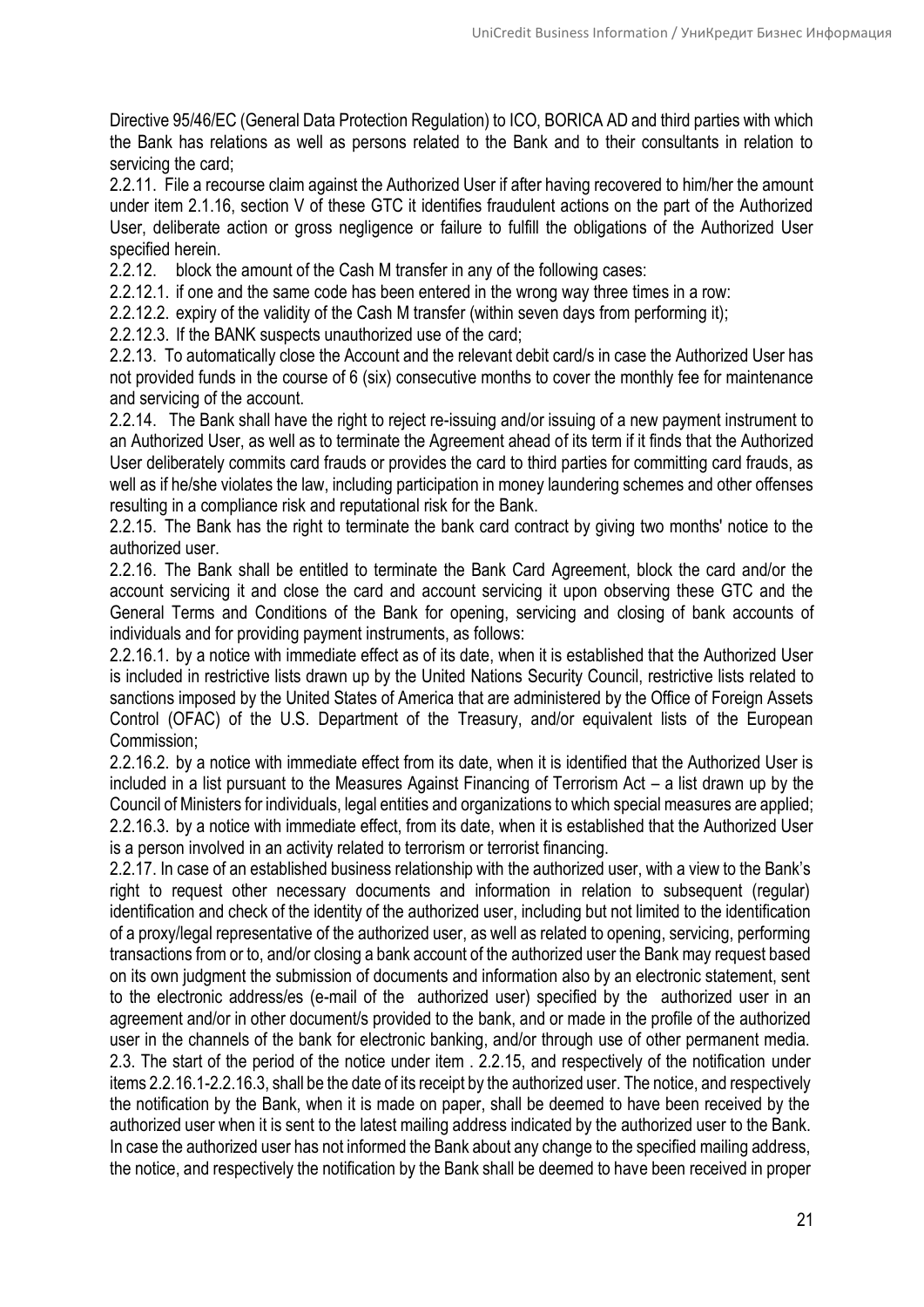Directive 95/46/EC (General Data Protection Regulation) to ICO, BORICA AD and third parties with which the Bank has relations as well as persons related to the Bank and to their consultants in relation to servicing the card;

2.2.11. File a recourse claim against the Authorized User if after having recovered to him/her the amount under item 2.1.16, section V of these GTC it identifies fraudulent actions on the part of the Authorized User, deliberate action or gross negligence or failure to fulfill the obligations of the Authorized User specified herein.

2.2.12. block the amount of the Cash M transfer in any of the following cases:

2.2.12.1. if one and the same code has been entered in the wrong way three times in a row:

2.2.12.2. expiry of the validity of the Cash M transfer (within seven days from performing it);

2.2.12.3. If the BANK suspects unauthorized use of the card;

2.2.13. To automatically close the Account and the relevant debit card/s in case the Authorized User has not provided funds in the course of 6 (six) consecutive months to cover the monthly fee for maintenance and servicing of the account.

2.2.14. The Bank shall have the right to reject re-issuing and/or issuing of a new payment instrument to an Authorized User, as well as to terminate the Agreement ahead of its term if it finds that the Authorized User deliberately commits card frauds or provides the card to third parties for committing card frauds, as well as if he/she violates the law, including participation in money laundering schemes and other offenses resulting in a compliance risk and reputational risk for the Bank.

2.2.15. The Bank has the right to terminate the bank card contract by giving two months' notice to the authorized user.

2.2.16. The Bank shall be entitled to terminate the Bank Card Agreement, block the card and/or the account servicing it and close the card and account servicing it upon observing these GTC and the General Terms and Conditions of the Bank for opening, servicing and closing of bank accounts of individuals and for providing payment instruments, as follows:

2.2.16.1. by a notice with immediate effect as of its date, when it is established that the Authorized User is included in restrictive lists drawn up by the United Nations Security Council, restrictive lists related to sanctions imposed by the United States of America that are administered by the Office of Foreign Assets Control (OFAC) of the U.S. Department of the Treasury, and/or equivalent lists of the European Commission;

2.2.16.2. by a notice with immediate effect from its date, when it is identified that the Authorized User is included in a list pursuant to the Measures Against Financing of Terrorism Act – a list drawn up by the Council of Ministers for individuals, legal entities and organizations to which special measures are applied;

2.2.16.3. by a notice with immediate effect, from its date, when it is established that the Authorized User is a person involved in an activity related to terrorism or terrorist financing.

2.2.17. In case of an established business relationship with the authorized user, with a view to the Bank's right to request other necessary documents and information in relation to subsequent (regular) identification and check of the identity of the authorized user, including but not limited to the identification of a proxy/legal representative of the authorized user, as well as related to opening, servicing, performing transactions from or to, and/or closing a bank account of the authorized user the Bank may request based on its own judgment the submission of documents and information also by an electronic statement, sent to the electronic address/es (e-mail of the authorized user) specified by the authorized user in an agreement and/or in other document/s provided to the bank, and or made in the profile of the authorized user in the channels of the bank for electronic banking, and/or through use of other permanent media.

2.3. The start of the period of the notice under item . 2.2.15, and respectively of the notification under items 2.2.16.1-2.2.16.3, shall be the date of its receipt by the authorized user. The notice, and respectively the notification by the Bank, when it is made on paper, shall be deemed to have been received by the authorized user when it is sent to the latest mailing address indicated by the authorized user to the Bank. In case the authorized user has not informed the Bank about any change to the specified mailing address, the notice, and respectively the notification by the Bank shall be deemed to have been received in proper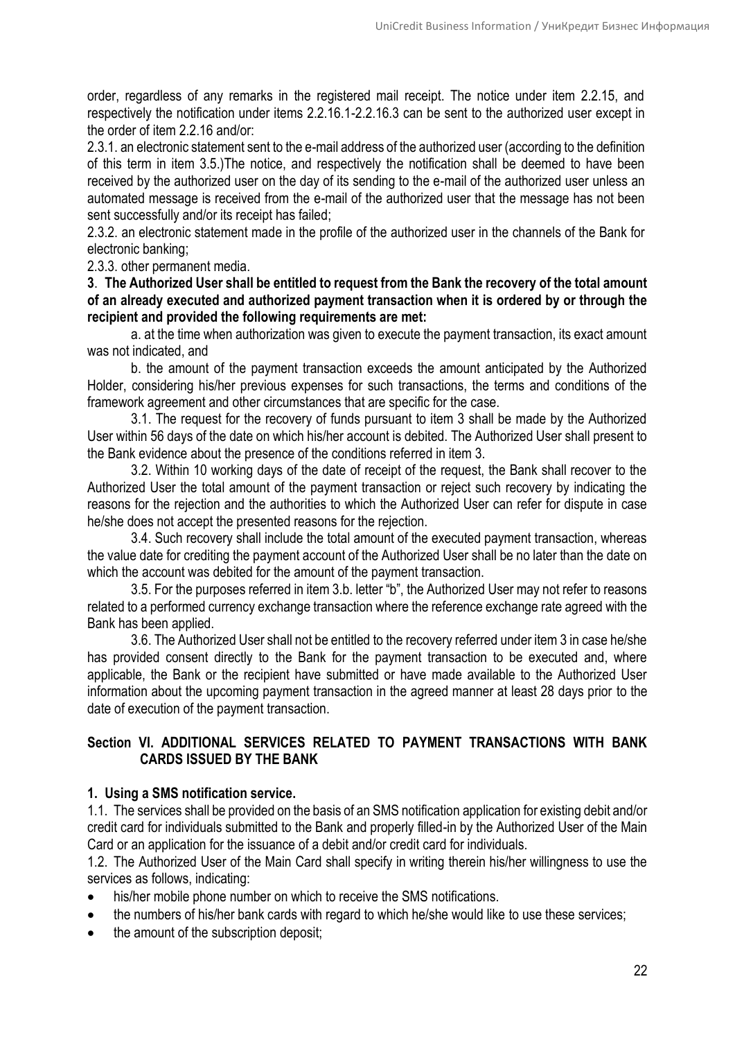order, regardless of any remarks in the registered mail receipt. The notice under item 2.2.15, and respectively the notification under items 2.2.16.1-2.2.16.3 can be sent to the authorized user except in the order of item 2.2.16 and/or:

2.3.1. an electronic statement sent to the e-mail address of the authorized user (according to the definition of this term in item 3.5.)The notice, and respectively the notification shall be deemed to have been received by the authorized user on the day of its sending to the e-mail of the authorized user unless an automated message is received from the e-mail of the authorized user that the message has not been sent successfully and/or its receipt has failed;

2.3.2. an electronic statement made in the profile of the authorized user in the channels of the Bank for electronic banking;

2.3.3. other permanent media.

**3. The Authorized User shall be entitled to request from the Bank the recovery of the total amount of an already executed and authorized payment transaction when it is ordered by or through the recipient and provided the following requirements are met:**

a. at the time when authorization was given to execute the payment transaction, its exact amount was not indicated, and

b. the amount of the payment transaction exceeds the amount anticipated by the Authorized Holder, considering his/her previous expenses for such transactions, the terms and conditions of the framework agreement and other circumstances that are specific for the case.

3.1. The request for the recovery of funds pursuant to item 3 shall be made by the Authorized User within 56 days of the date on which his/her account is debited. The Authorized User shall present to the Bank evidence about the presence of the conditions referred in item 3.

3.2. Within 10 working days of the date of receipt of the request, the Bank shall recover to the Authorized User the total amount of the payment transaction or reject such recovery by indicating the reasons for the rejection and the authorities to which the Authorized User can refer for dispute in case he/she does not accept the presented reasons for the rejection.

3.4. Such recovery shall include the total amount of the executed payment transaction, whereas the value date for crediting the payment account of the Authorized User shall be no later than the date on which the account was debited for the amount of the payment transaction.

3.5. For the purposes referred in item 3.b. letter "b", the Authorized User may not refer to reasons related to a performed currency exchange transaction where the reference exchange rate agreed with the Bank has been applied.

3.6. The Authorized User shall not be entitled to the recovery referred under item 3 in case he/she has provided consent directly to the Bank for the payment transaction to be executed and, where applicable, the Bank or the recipient have submitted or have made available to the Authorized User information about the upcoming payment transaction in the agreed manner at least 28 days prior to the date of execution of the payment transaction.

## Section VI. ADDITIONAL SERVICES RELATED TO PAYMENT TRANSACTIONS WITH BANK CARDS ISSUED BY THE BANK

### 1. Using a SMS notification service.

1.1. The services shall be provided on the basis of an SMS notification application for existing debit and/or credit card for individuals submitted to the Bank and properly filled-in by the Authorized User of the Main Card or an application for the issuance of a debit and/or credit card for individuals.

1.2. The Authorized User of the Main Card shall specify in writing therein his/her willingness to use the services as follows, indicating:

- his/her mobile phone number on which to receive the SMS notifications.
- the numbers of his/her bank cards with regard to which he/she would like to use these services;
- the amount of the subscription deposit;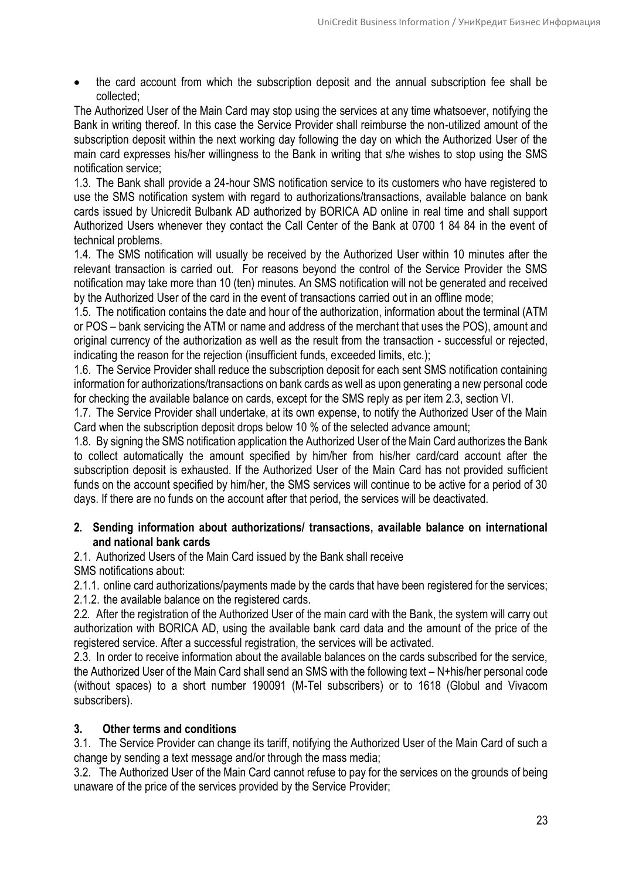- the card account from which the subscription deposit and the annual subscription fee shall be collected;

The Authorized User of the Main Card may stop using the services at any time whatsoever, notifying the Bank in writing thereof. In this case the Service Provider shall reimburse the non-utilized amount of the subscription deposit within the next working day following the day on which the Authorized User of the main card expresses his/her willingness to the Bank in writing that s/he wishes to stop using the SMS notification service;

1.3. The Bank shall provide a 24-hour SMS notification service to its customers who have registered to use the SMS notification system with regard to authorizations/transactions, available balance on bank cards issued by Unicredit Bulbank AD authorized by BORICA AD online in real time and shall support Authorized Users whenever they contact the Call Center of the Bank at 0700 1 84 84 in the event of technical problems.

1.4. The SMS notification will usually be received by the Authorized User within 10 minutes after the relevant transaction is carried out. For reasons beyond the control of the Service Provider the SMS notification may take more than 10 (ten) minutes. An SMS notification will not be generated and received by the Authorized User of the card in the event of transactions carried out in an offline mode;

1.5. The notification contains the date and hour of the authorization, information about the terminal (ATM or POS – bank servicing the ATM or name and address of the merchant that uses the POS), amount and original currency of the authorization as well as the result from the transaction - successful or rejected, indicating the reason for the rejection (insufficient funds, exceeded limits, etc.);

1.6. The Service Provider shall reduce the subscription deposit for each sent SMS notification containing information for authorizations/transactions on bank cards as well as upon generating a new personal code for checking the available balance on cards, except for the SMS reply as per item 2.3, section VI.

1.7. The Service Provider shall undertake, at its own expense, to notify the Authorized User of the Main Card when the subscription deposit drops below 10 % of the selected advance amount;

1.8. By signing the SMS notification application the Authorized User of the Main Card authorizes the Bank to collect automatically the amount specified by him/her from his/her card/card account after the subscription deposit is exhausted. If the Authorized User of the Main Card has not provided sufficient funds on the account specified by him/her, the SMS services will continue to be active for a period of 30 days. If there are no funds on the account after that period, the services will be deactivated.

**2. Sending information about authorizations/ transactions, available balance on international and national bank cards**

2.1. Authorized Users of the Main Card issued by the Bank shall receive
SMS notifications about:

2.1.1. online card authorizations/payments made by the cards that have been registered for the services;

2.1.2. the available balance on the registered cards.

2.2. After the registration of the Authorized User of the main card with the Bank, the system will carry out authorization with BORICA AD, using the available bank card data and the amount of the price of the registered service. After a successful registration, the services will be activated.

2.3. In order to receive information about the available balances on the cards subscribed for the service, the Authorized User of the Main Card shall send an SMS with the following text – N+his/her personal code (without spaces) to a short number 190091 (M-Tel subscribers) or to 1618 (Globul and Vivacom subscribers).

**3. Other terms and conditions**

3.1. The Service Provider can change its tariff, notifying the Authorized User of the Main Card of such a change by sending a text message and/or through the mass media;

3.2. The Authorized User of the Main Card cannot refuse to pay for the services on the grounds of being unaware of the price of the services provided by the Service Provider;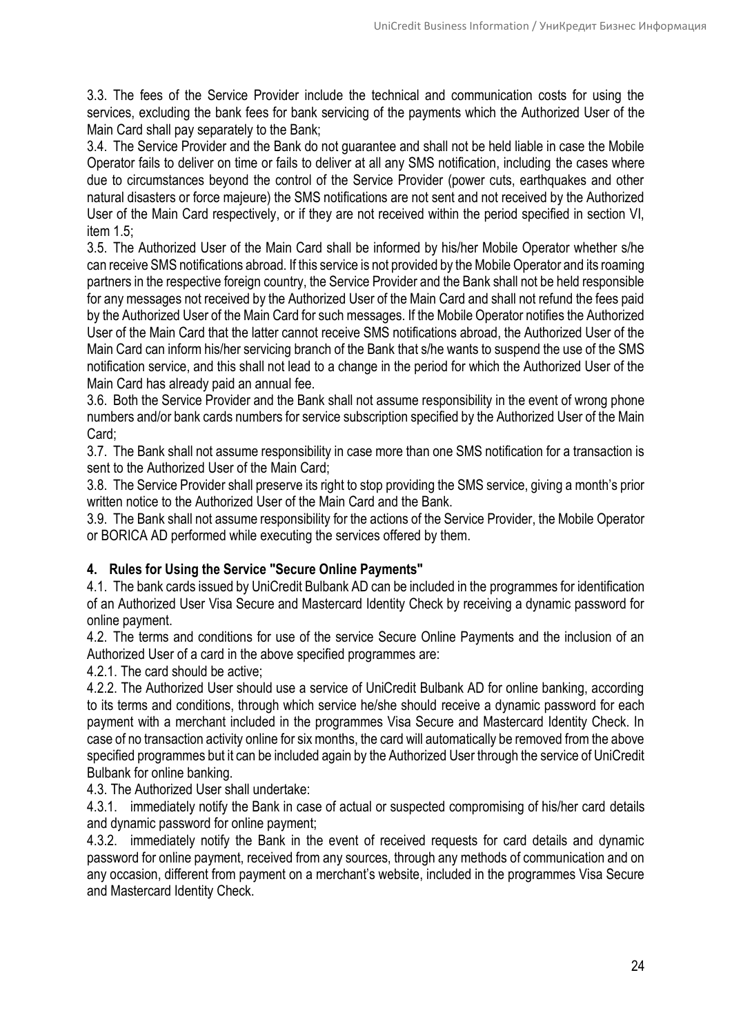3.3. The fees of the Service Provider include the technical and communication costs for using the services, excluding the bank fees for bank servicing of the payments which the Authorized User of the Main Card shall pay separately to the Bank;

3.4. The Service Provider and the Bank do not guarantee and shall not be held liable in case the Mobile Operator fails to deliver on time or fails to deliver at all any SMS notification, including the cases where due to circumstances beyond the control of the Service Provider (power cuts, earthquakes and other natural disasters or force majeure) the SMS notifications are not sent and not received by the Authorized User of the Main Card respectively, or if they are not received within the period specified in section VI, item 1.5;

3.5. The Authorized User of the Main Card shall be informed by his/her Mobile Operator whether s/he can receive SMS notifications abroad. If this service is not provided by the Mobile Operator and its roaming partners in the respective foreign country, the Service Provider and the Bank shall not be held responsible for any messages not received by the Authorized User of the Main Card and shall not refund the fees paid by the Authorized User of the Main Card for such messages. If the Mobile Operator notifies the Authorized User of the Main Card that the latter cannot receive SMS notifications abroad, the Authorized User of the Main Card can inform his/her servicing branch of the Bank that s/he wants to suspend the use of the SMS notification service, and this shall not lead to a change in the period for which the Authorized User of the Main Card has already paid an annual fee.

3.6. Both the Service Provider and the Bank shall not assume responsibility in the event of wrong phone numbers and/or bank cards numbers for service subscription specified by the Authorized User of the Main Card;

3.7. The Bank shall not assume responsibility in case more than one SMS notification for a transaction is sent to the Authorized User of the Main Card;

3.8. The Service Provider shall preserve its right to stop providing the SMS service, giving a month's prior written notice to the Authorized User of the Main Card and the Bank.

3.9. The Bank shall not assume responsibility for the actions of the Service Provider, the Mobile Operator or BORICA AD performed while executing the services offered by them.

**4. Rules for Using the Service "Secure Online Payments"**

4.1. The bank cards issued by UniCredit Bulbank AD can be included in the programmes for identification of an Authorized User Visa Secure and Mastercard Identity Check by receiving a dynamic password for online payment.

4.2. The terms and conditions for use of the service Secure Online Payments and the inclusion of an Authorized User of a card in the above specified programmes are:

4.2.1. The card should be active;

4.2.2. The Authorized User should use a service of UniCredit Bulbank AD for online banking, according to its terms and conditions, through which service he/she should receive a dynamic password for each payment with a merchant included in the programmes Visa Secure and Mastercard Identity Check. In case of no transaction activity online for six months, the card will automatically be removed from the above specified programmes but it can be included again by the Authorized User through the service of UniCredit Bulbank for online banking.

4.3. The Authorized User shall undertake:

4.3.1. immediately notify the Bank in case of actual or suspected compromising of his/her card details and dynamic password for online payment;

4.3.2. immediately notify the Bank in the event of received requests for card details and dynamic password for online payment, received from any sources, through any methods of communication and on any occasion, different from payment on a merchant's website, included in the programmes Visa Secure and Mastercard Identity Check.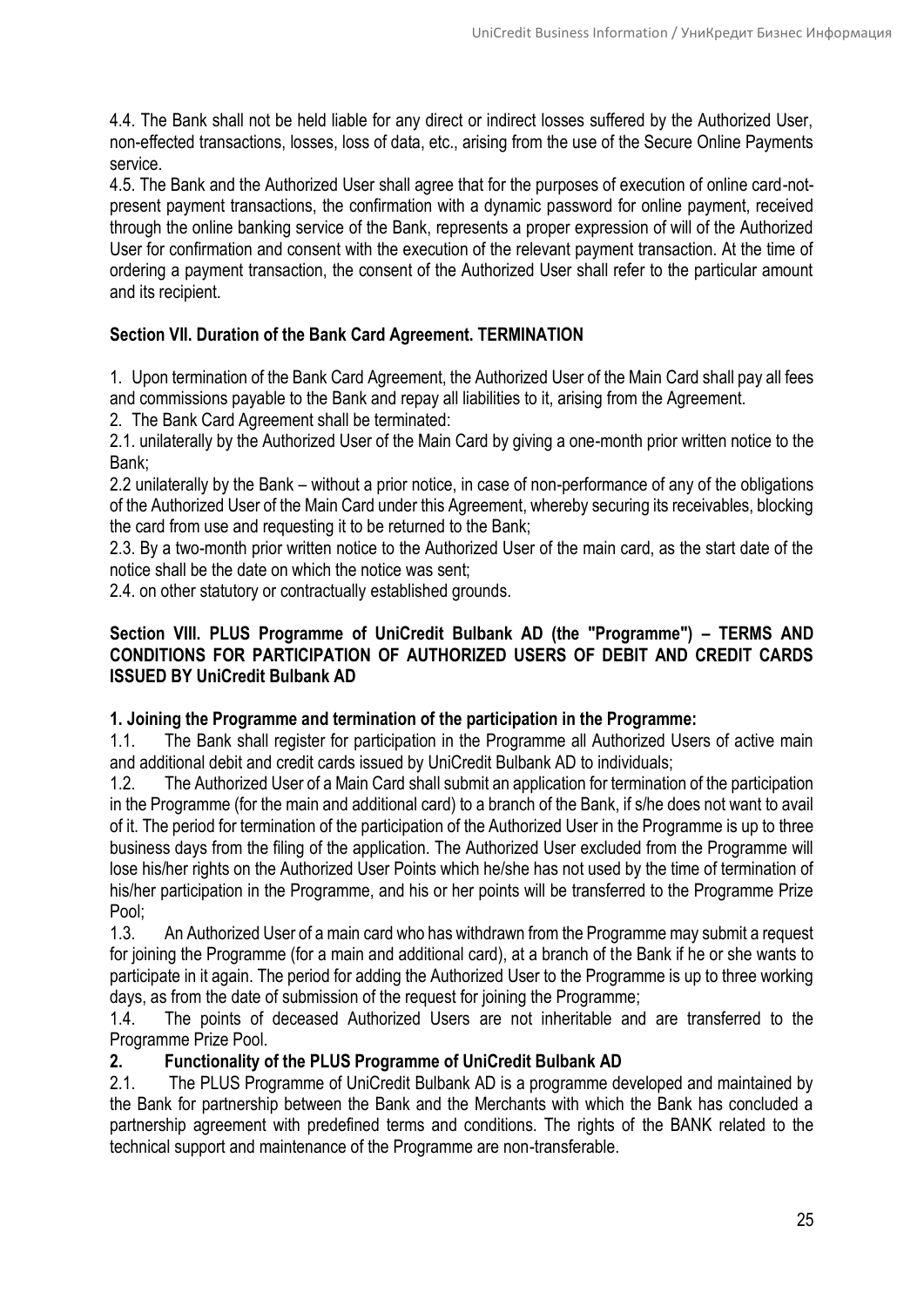4.4. The Bank shall not be held liable for any direct or indirect losses suffered by the Authorized User, non-effected transactions, losses, loss of data, etc., arising from the use of the Secure Online Payments service.

4.5. The Bank and the Authorized User shall agree that for the purposes of execution of online card-not-present payment transactions, the confirmation with a dynamic password for online payment, received through the online banking service of the Bank, represents a proper expression of will of the Authorized User for confirmation and consent with the execution of the relevant payment transaction. At the time of ordering a payment transaction, the consent of the Authorized User shall refer to the particular amount and its recipient.

## Section VII. Duration of the Bank Card Agreement. TERMINATION

1. Upon termination of the Bank Card Agreement, the Authorized User of the Main Card shall pay all fees and commissions payable to the Bank and repay all liabilities to it, arising from the Agreement.
2. The Bank Card Agreement shall be terminated:

2.1. unilaterally by the Authorized User of the Main Card by giving a one-month prior written notice to the Bank;

2.2 unilaterally by the Bank – without a prior notice, in case of non-performance of any of the obligations of the Authorized User of the Main Card under this Agreement, whereby securing its receivables, blocking the card from use and requesting it to be returned to the Bank;

2.3. By a two-month prior written notice to the Authorized User of the main card, as the start date of the notice shall be the date on which the notice was sent;

2.4. on other statutory or contractually established grounds.

## Section VIII. PLUS Programme of UniCredit Bulbank AD (the "Programme") – TERMS AND CONDITIONS FOR PARTICIPATION OF AUTHORIZED USERS OF DEBIT AND CREDIT CARDS ISSUED BY UniCredit Bulbank AD

### 1. Joining the Programme and termination of the participation in the Programme:

1.1. The Bank shall register for participation in the Programme all Authorized Users of active main and additional debit and credit cards issued by UniCredit Bulbank AD to individuals;

1.2. The Authorized User of a Main Card shall submit an application for termination of the participation in the Programme (for the main and additional card) to a branch of the Bank, if s/he does not want to avail of it. The period for termination of the participation of the Authorized User in the Programme is up to three business days from the filing of the application. The Authorized User excluded from the Programme will lose his/her rights on the Authorized User Points which he/she has not used by the time of termination of his/her participation in the Programme, and his or her points will be transferred to the Programme Prize Pool;

1.3. An Authorized User of a main card who has withdrawn from the Programme may submit a request for joining the Programme (for a main and additional card), at a branch of the Bank if he or she wants to participate in it again. The period for adding the Authorized User to the Programme is up to three working days, as from the date of submission of the request for joining the Programme;

1.4. The points of deceased Authorized Users are not inheritable and are transferred to the Programme Prize Pool.

### 2. Functionality of the PLUS Programme of UniCredit Bulbank AD

2.1. The PLUS Programme of UniCredit Bulbank AD is a programme developed and maintained by the Bank for partnership between the Bank and the Merchants with which the Bank has concluded a partnership agreement with predefined terms and conditions. The rights of the BANK related to the technical support and maintenance of the Programme are non-transferable.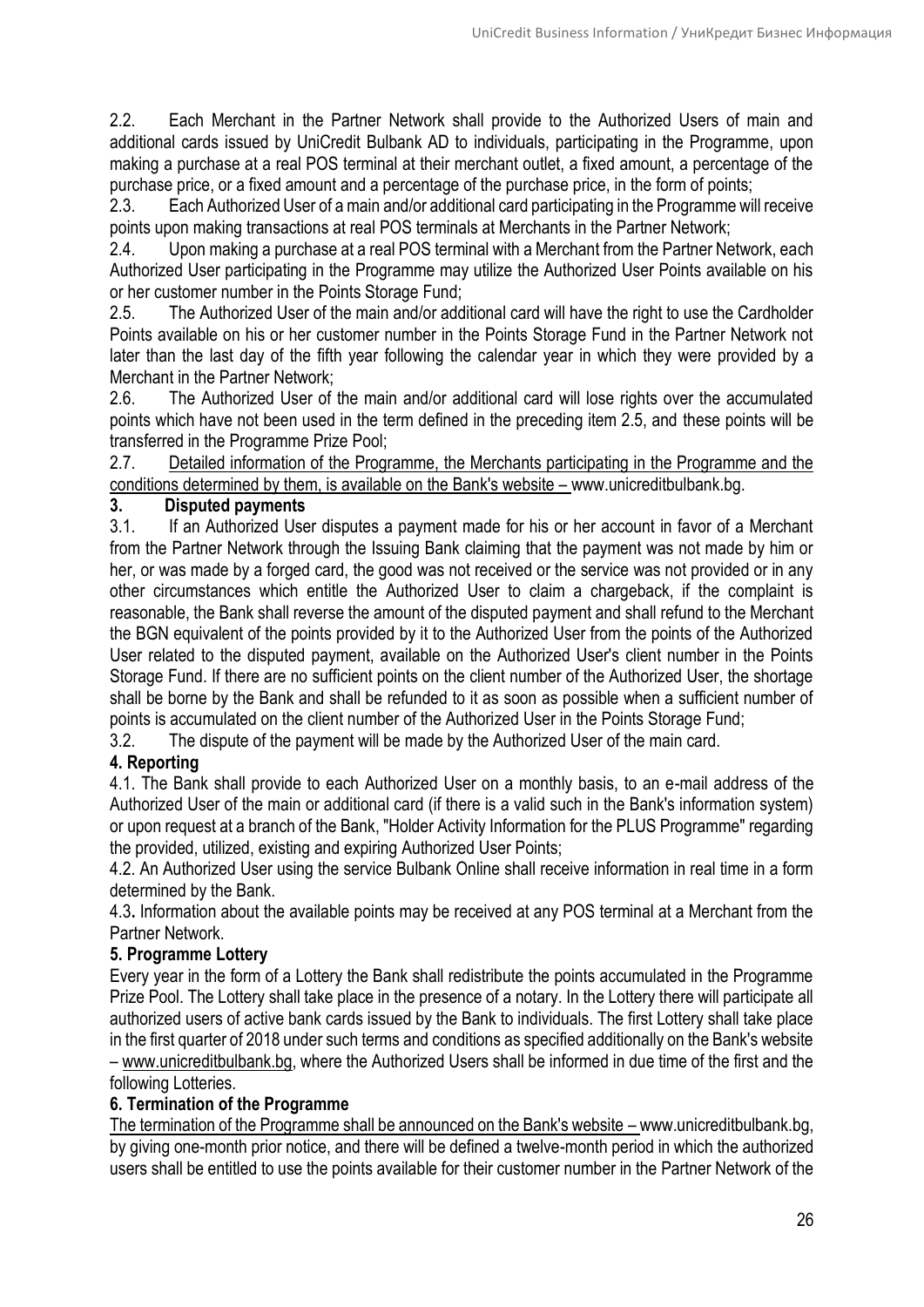2.2. Each Merchant in the Partner Network shall provide to the Authorized Users of main and additional cards issued by UniCredit Bulbank AD to individuals, participating in the Programme, upon making a purchase at a real POS terminal at their merchant outlet, a fixed amount, a percentage of the purchase price, or a fixed amount and a percentage of the purchase price, in the form of points;

2.3. Each Authorized User of a main and/or additional card participating in the Programme will receive points upon making transactions at real POS terminals at Merchants in the Partner Network;

2.4. Upon making a purchase at a real POS terminal with a Merchant from the Partner Network, each Authorized User participating in the Programme may utilize the Authorized User Points available on his or her customer number in the Points Storage Fund;

2.5. The Authorized User of the main and/or additional card will have the right to use the Cardholder Points available on his or her customer number in the Points Storage Fund in the Partner Network not later than the last day of the fifth year following the calendar year in which they were provided by a Merchant in the Partner Network;

2.6. The Authorized User of the main and/or additional card will lose rights over the accumulated points which have not been used in the term defined in the preceding item 2.5, and these points will be transferred in the Programme Prize Pool;

2.7. Detailed information of the Programme, the Merchants participating in the Programme and the conditions determined by them, is available on the Bank's website – www.unicreditbulbank.bg.

### 3. Disputed payments

3.1. If an Authorized User disputes a payment made for his or her account in favor of a Merchant from the Partner Network through the Issuing Bank claiming that the payment was not made by him or her, or was made by a forged card, the good was not received or the service was not provided or in any other circumstances which entitle the Authorized User to claim a chargeback, if the complaint is reasonable, the Bank shall reverse the amount of the disputed payment and shall refund to the Merchant the BGN equivalent of the points provided by it to the Authorized User from the points of the Authorized User related to the disputed payment, available on the Authorized User's client number in the Points Storage Fund. If there are no sufficient points on the client number of the Authorized User, the shortage shall be borne by the Bank and shall be refunded to it as soon as possible when a sufficient number of points is accumulated on the client number of the Authorized User in the Points Storage Fund;

3.2. The dispute of the payment will be made by the Authorized User of the main card.

### 4. Reporting

4.1. The Bank shall provide to each Authorized User on a monthly basis, to an e-mail address of the Authorized User of the main or additional card (if there is a valid such in the Bank's information system) or upon request at a branch of the Bank, "Holder Activity Information for the PLUS Programme" regarding the provided, utilized, existing and expiring Authorized User Points;

4.2. An Authorized User using the service Bulbank Online shall receive information in real time in a form determined by the Bank.

4.3. Information about the available points may be received at any POS terminal at a Merchant from the Partner Network.

### 5. Programme Lottery

Every year in the form of a Lottery the Bank shall redistribute the points accumulated in the Programme Prize Pool. The Lottery shall take place in the presence of a notary. In the Lottery there will participate all authorized users of active bank cards issued by the Bank to individuals. The first Lottery shall take place in the first quarter of 2018 under such terms and conditions as specified additionally on the Bank's website – www.unicreditbulbank.bg, where the Authorized Users shall be informed in due time of the first and the following Lotteries.

### 6. Termination of the Programme

The termination of the Programme shall be announced on the Bank's website – www.unicreditbulbank.bg, by giving one-month prior notice, and there will be defined a twelve-month period in which the authorized users shall be entitled to use the points available for their customer number in the Partner Network of the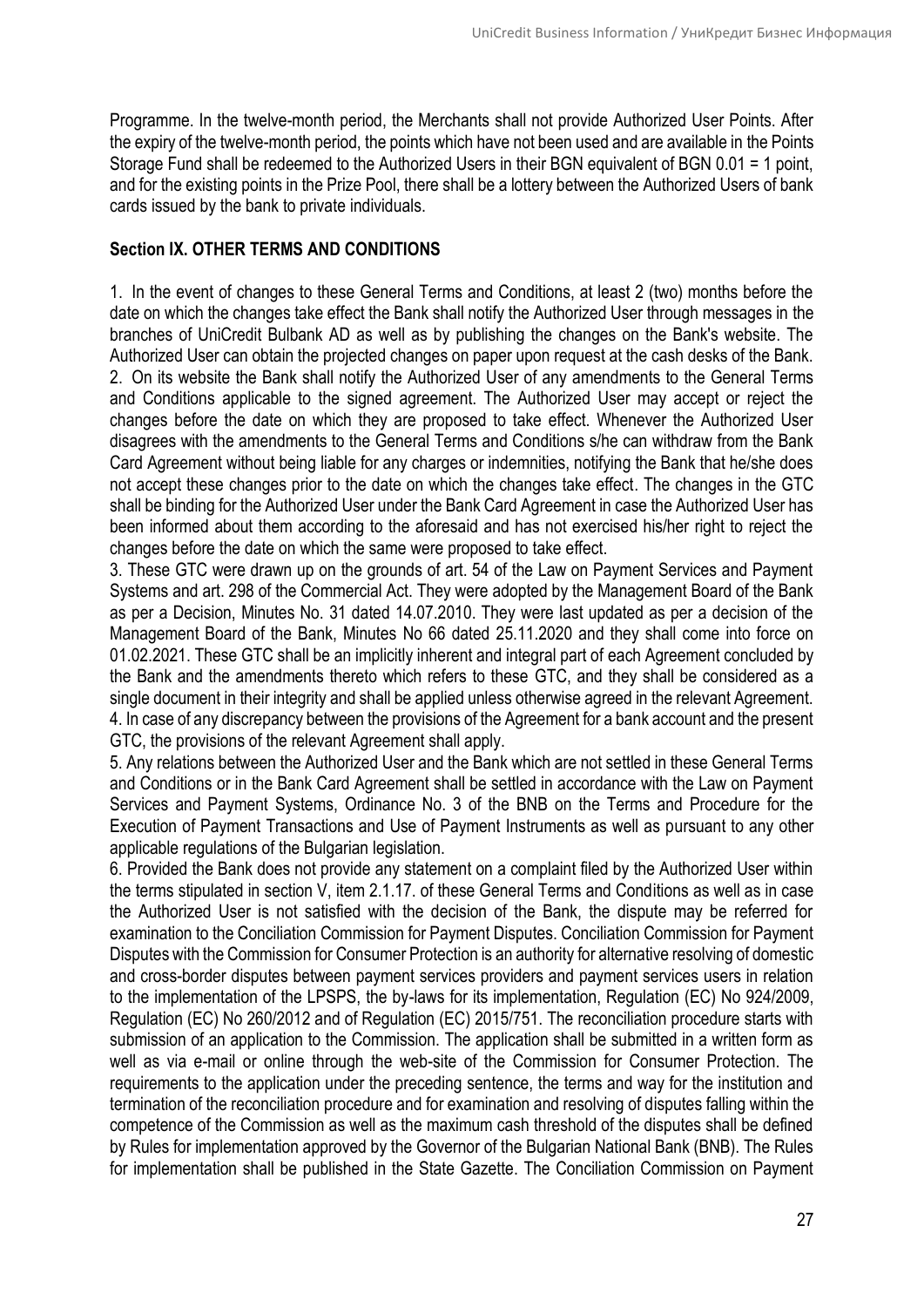Programme. In the twelve-month period, the Merchants shall not provide Authorized User Points. After the expiry of the twelve-month period, the points which have not been used and are available in the Points Storage Fund shall be redeemed to the Authorized Users in their BGN equivalent of BGN 0.01 = 1 point, and for the existing points in the Prize Pool, there shall be a lottery between the Authorized Users of bank cards issued by the bank to private individuals.

**Section IX. OTHER TERMS AND CONDITIONS**

1. In the event of changes to these General Terms and Conditions, at least 2 (two) months before the date on which the changes take effect the Bank shall notify the Authorized User through messages in the branches of UniCredit Bulbank AD as well as by publishing the changes on the Bank's website. The Authorized User can obtain the projected changes on paper upon request at the cash desks of the Bank.
2. On its website the Bank shall notify the Authorized User of any amendments to the General Terms and Conditions applicable to the signed agreement. The Authorized User may accept or reject the changes before the date on which they are proposed to take effect. Whenever the Authorized User disagrees with the amendments to the General Terms and Conditions s/he can withdraw from the Bank Card Agreement without being liable for any charges or indemnities, notifying the Bank that he/she does not accept these changes prior to the date on which the changes take effect. The changes in the GTC shall be binding for the Authorized User under the Bank Card Agreement in case the Authorized User has been informed about them according to the aforesaid and has not exercised his/her right to reject the changes before the date on which the same were proposed to take effect.
3. These GTC were drawn up on the grounds of art. 54 of the Law on Payment Services and Payment Systems and art. 298 of the Commercial Act. They were adopted by the Management Board of the Bank as per a Decision, Minutes No. 31 dated 14.07.2010. They were last updated as per a decision of the Management Board of the Bank, Minutes No 66 dated 25.11.2020 and they shall come into force on 01.02.2021. These GTC shall be an implicitly inherent and integral part of each Agreement concluded by the Bank and the amendments thereto which refers to these GTC, and they shall be considered as a single document in their integrity and shall be applied unless otherwise agreed in the relevant Agreement.
4. In case of any discrepancy between the provisions of the Agreement for a bank account and the present GTC, the provisions of the relevant Agreement shall apply.
5. Any relations between the Authorized User and the Bank which are not settled in these General Terms and Conditions or in the Bank Card Agreement shall be settled in accordance with the Law on Payment Services and Payment Systems, Ordinance No. 3 of the BNB on the Terms and Procedure for the Execution of Payment Transactions and Use of Payment Instruments as well as pursuant to any other applicable regulations of the Bulgarian legislation.
6. Provided the Bank does not provide any statement on a complaint filed by the Authorized User within the terms stipulated in section V, item 2.1.17. of these General Terms and Conditions as well as in case the Authorized User is not satisfied with the decision of the Bank, the dispute may be referred for examination to the Conciliation Commission for Payment Disputes. Conciliation Commission for Payment Disputes with the Commission for Consumer Protection is an authority for alternative resolving of domestic and cross-border disputes between payment services providers and payment services users in relation to the implementation of the LPSPS, the by-laws for its implementation, Regulation (EC) No 924/2009, Regulation (EC) No 260/2012 and of Regulation (EC) 2015/751. The reconciliation procedure starts with submission of an application to the Commission. The application shall be submitted in a written form as well as via e-mail or online through the web-site of the Commission for Consumer Protection. The requirements to the application under the preceding sentence, the terms and way for the institution and termination of the reconciliation procedure and for examination and resolving of disputes falling within the competence of the Commission as well as the maximum cash threshold of the disputes shall be defined by Rules for implementation approved by the Governor of the Bulgarian National Bank (BNB). The Rules for implementation shall be published in the State Gazette. The Conciliation Commission on Payment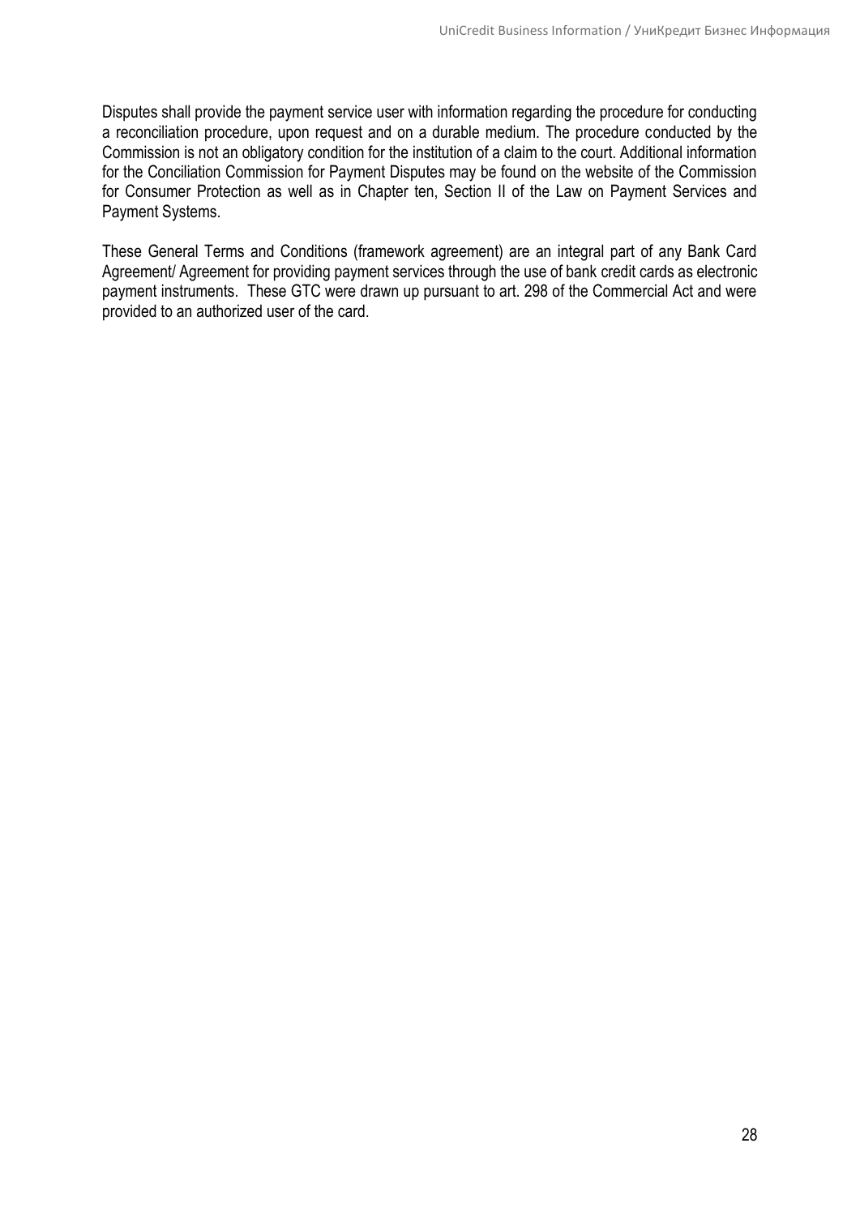Disputes shall provide the payment service user with information regarding the procedure for conducting a reconciliation procedure, upon request and on a durable medium. The procedure conducted by the Commission is not an obligatory condition for the institution of a claim to the court. Additional information for the Conciliation Commission for Payment Disputes may be found on the website of the Commission for Consumer Protection as well as in Chapter ten, Section II of the Law on Payment Services and Payment Systems.

These General Terms and Conditions (framework agreement) are an integral part of any Bank Card Agreement/ Agreement for providing payment services through the use of bank credit cards as electronic payment instruments.  These GTC were drawn up pursuant to art. 298 of the Commercial Act and were provided to an authorized user of the card.